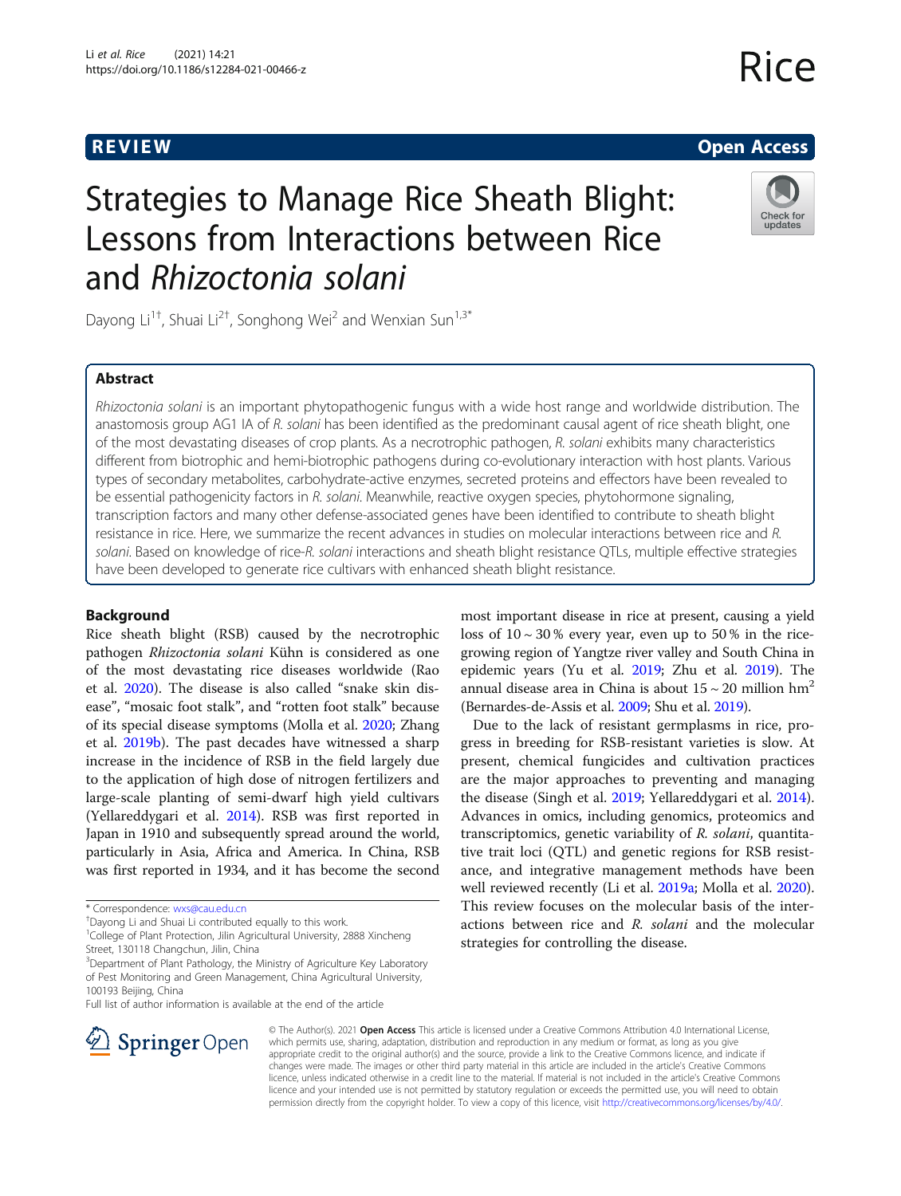REVIEW Open Access

# Strategies to Manage Rice Sheath Blight: Lessons from Interactions between Rice and *Rhizoctonia solani*

Dayong Li[1†], Shuai Li[2†], Songhong Wei[2] and Wenxian Sun[1,3*]

## Abstract

*Rhizoctonia solani* is an important phytopathogenic fungus with a wide host range and worldwide distribution. The anastomosis group AG1 IA of *R. solani* has been identified as the predominant causal agent of rice sheath blight, one of the most devastating diseases of crop plants. As a necrotrophic pathogen, *R. solani* exhibits many characteristics different from biotrophic and hemi-biotrophic pathogens during co-evolutionary interaction with host plants. Various types of secondary metabolites, carbohydrate-active enzymes, secreted proteins and effectors have been revealed to be essential pathogenicity factors in *R. solani*. Meanwhile, reactive oxygen species, phytohormone signaling, transcription factors and many other defense-associated genes have been identified to contribute to sheath blight resistance in rice. Here, we summarize the recent advances in studies on molecular interactions between rice and *R. solani*. Based on knowledge of rice-*R. solani* interactions and sheath blight resistance QTLs, multiple effective strategies have been developed to generate rice cultivars with enhanced sheath blight resistance.

## Background

Rice sheath blight (RSB) caused by the necrotrophic pathogen *Rhizoctonia solani* Kühn is considered as one of the most devastating rice diseases worldwide (Rao et al. 2020). The disease is also called "snake skin disease", "mosaic foot stalk", and "rotten foot stalk" because of its special disease symptoms (Molla et al. 2020; Zhang et al. 2019b). The past decades have witnessed a sharp increase in the incidence of RSB in the field largely due to the application of high dose of nitrogen fertilizers and large-scale planting of semi-dwarf high yield cultivars (Yellareddygari et al. 2014). RSB was first reported in Japan in 1910 and subsequently spread around the world, particularly in Asia, Africa and America. In China, RSB was first reported in 1934, and it has become the second most important disease in rice at present, causing a yield loss of 10 ~ 30 % every year, even up to 50 % in the rice-growing region of Yangtze river valley and South China in epidemic years (Yu et al. 2019; Zhu et al. 2019). The annual disease area in China is about 15 ~ 20 million $hm^2$ (Bernardes-de-Assis et al. 2009; Shu et al. 2019).

Due to the lack of resistant germplasms in rice, progress in breeding for RSB-resistant varieties is slow. At present, chemical fungicides and cultivation practices are the major approaches to preventing and managing the disease (Singh et al. 2019; Yellareddygari et al. 2014). Advances in omics, including genomics, proteomics and transcriptomics, genetic variability of *R. solani*, quantitative trait loci (QTL) and genetic regions for RSB resistance, and integrative management methods have been well reviewed recently (Li et al. 2019a; Molla et al. 2020). This review focuses on the molecular basis of the interactions between rice and *R. solani* and the molecular strategies for controlling the disease.

\* Correspondence: wxs@cau.edu.cn
†Dayong Li and Shuai Li contributed equally to this work.
[1]College of Plant Protection, Jilin Agricultural University, 2888 Xincheng Street, 130118 Changchun, Jilin, China
[3]Department of Plant Pathology, the Ministry of Agriculture Key Laboratory of Pest Monitoring and Green Management, China Agricultural University, 100193 Beijing, China
Full list of author information is available at the end of the article

© The Author(s). 2021 **Open Access** This article is licensed under a Creative Commons Attribution 4.0 International License, which permits use, sharing, adaptation, distribution and reproduction in any medium or format, as long as you give appropriate credit to the original author(s) and the source, provide a link to the Creative Commons licence, and indicate if changes were made. The images or other third party material in this article are included in the article's Creative Commons licence, unless indicated otherwise in a credit line to the material. If material is not included in the article's Creative Commons licence and your intended use is not permitted by statutory regulation or exceeds the permitted use, you will need to obtain permission directly from the copyright holder. To view a copy of this licence, visit http://creativecommons.org/licenses/by/4.0/.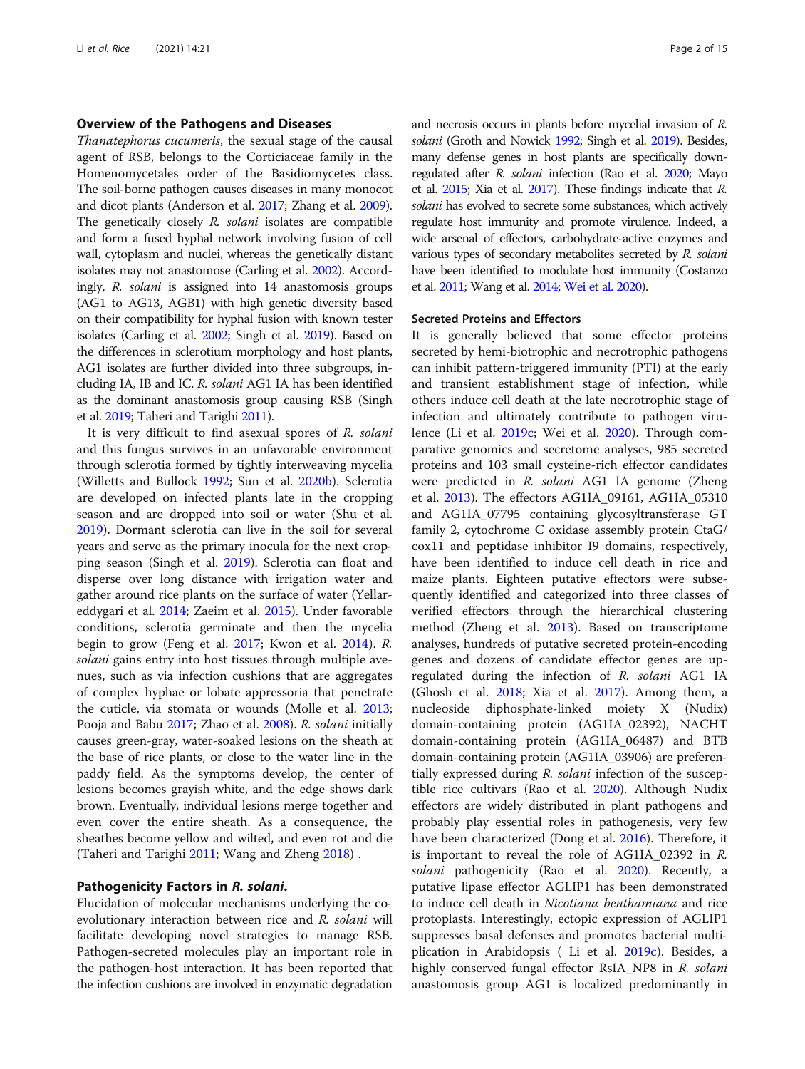## Overview of the Pathogens and Diseases

*Thanatephorus cucumeris*, the sexual stage of the causal agent of RSB, belongs to the Corticiaceae family in the Homenomycetales order of the Basidiomycetes class. The soil-borne pathogen causes diseases in many monocot and dicot plants (Anderson et al. 2017; Zhang et al. 2009). The genetically closely *R. solani* isolates are compatible and form a fused hyphal network involving fusion of cell wall, cytoplasm and nuclei, whereas the genetically distant isolates may not anastomose (Carling et al. 2002). Accordingly, *R. solani* is assigned into 14 anastomosis groups (AG1 to AG13, AGB1) with high genetic diversity based on their compatibility for hyphal fusion with known tester isolates (Carling et al. 2002; Singh et al. 2019). Based on the differences in sclerotium morphology and host plants, AG1 isolates are further divided into three subgroups, including IA, IB and IC. *R. solani* AG1 IA has been identified as the dominant anastomosis group causing RSB (Singh et al. 2019; Taheri and Tarighi 2011).

It is very difficult to find asexual spores of *R. solani* and this fungus survives in an unfavorable environment through sclerotia formed by tightly interweaving mycelia (Willetts and Bullock 1992; Sun et al. 2020b). Sclerotia are developed on infected plants late in the cropping season and are dropped into soil or water (Shu et al. 2019). Dormant sclerotia can live in the soil for several years and serve as the primary inocula for the next cropping season (Singh et al. 2019). Sclerotia can float and disperse over long distance with irrigation water and gather around rice plants on the surface of water (Yellareddygari et al. 2014; Zaeim et al. 2015). Under favorable conditions, sclerotia germinate and then the mycelia begin to grow (Feng et al. 2017; Kwon et al. 2014). *R. solani* gains entry into host tissues through multiple avenues, such as via infection cushions that are aggregates of complex hyphae or lobate appressoria that penetrate the cuticle, via stomata or wounds (Molle et al. 2013; Pooja and Babu 2017; Zhao et al. 2008). *R. solani* initially causes green-gray, water-soaked lesions on the sheath at the base of rice plants, or close to the water line in the paddy field. As the symptoms develop, the center of lesions becomes grayish white, and the edge shows dark brown. Eventually, individual lesions merge together and even cover the entire sheath. As a consequence, the sheathes become yellow and wilted, and even rot and die (Taheri and Tarighi 2011; Wang and Zheng 2018) .

## Pathogenicity Factors in *R. solani*.

Elucidation of molecular mechanisms underlying the co-evolutionary interaction between rice and *R. solani* will facilitate developing novel strategies to manage RSB. Pathogen-secreted molecules play an important role in the pathogen-host interaction. It has been reported that the infection cushions are involved in enzymatic degradation and necrosis occurs in plants before mycelial invasion of *R. solani* (Groth and Nowick 1992; Singh et al. 2019). Besides, many defense genes in host plants are specifically down-regulated after *R. solani* infection (Rao et al. 2020; Mayo et al. 2015; Xia et al. 2017). These findings indicate that *R. solani* has evolved to secrete some substances, which actively regulate host immunity and promote virulence. Indeed, a wide arsenal of effectors, carbohydrate-active enzymes and various types of secondary metabolites secreted by *R. solani* have been identified to modulate host immunity (Costanzo et al. 2011; Wang et al. 2014; Wei et al. 2020).

### Secreted Proteins and Effectors

It is generally believed that some effector proteins secreted by hemi-biotrophic and necrotrophic pathogens can inhibit pattern-triggered immunity (PTI) at the early and transient establishment stage of infection, while others induce cell death at the late necrotrophic stage of infection and ultimately contribute to pathogen virulence (Li et al. 2019c; Wei et al. 2020). Through comparative genomics and secretome analyses, 985 secreted proteins and 103 small cysteine-rich effector candidates were predicted in *R. solani* AG1 IA genome (Zheng et al. 2013). The effectors AG1IA_09161, AG1IA_05310 and AG1IA_07795 containing glycosyltransferase GT family 2, cytochrome C oxidase assembly protein CtaG/cox11 and peptidase inhibitor I9 domains, respectively, have been identified to induce cell death in rice and maize plants. Eighteen putative effectors were subsequently identified and categorized into three classes of verified effectors through the hierarchical clustering method (Zheng et al. 2013). Based on transcriptome analyses, hundreds of putative secreted protein-encoding genes and dozens of candidate effector genes are up-regulated during the infection of *R. solani* AG1 IA (Ghosh et al. 2018; Xia et al. 2017). Among them, a nucleoside diphosphate-linked moiety X (Nudix) domain-containing protein (AG1IA_02392), NACHT domain-containing protein (AG1IA_06487) and BTB domain-containing protein (AG1IA_03906) are preferentially expressed during *R. solani* infection of the susceptible rice cultivars (Rao et al. 2020). Although Nudix effectors are widely distributed in plant pathogens and probably play essential roles in pathogenesis, very few have been characterized (Dong et al. 2016). Therefore, it is important to reveal the role of AG1IA_02392 in *R. solani* pathogenicity (Rao et al. 2020). Recently, a putative lipase effector AGLIP1 has been demonstrated to induce cell death in *Nicotiana benthamiana* and rice protoplasts. Interestingly, ectopic expression of AGLIP1 suppresses basal defenses and promotes bacterial multiplication in Arabidopsis ( Li et al. 2019c). Besides, a highly conserved fungal effector RsIA_NP8 in *R. solani* anastomosis group AG1 is localized predominantly in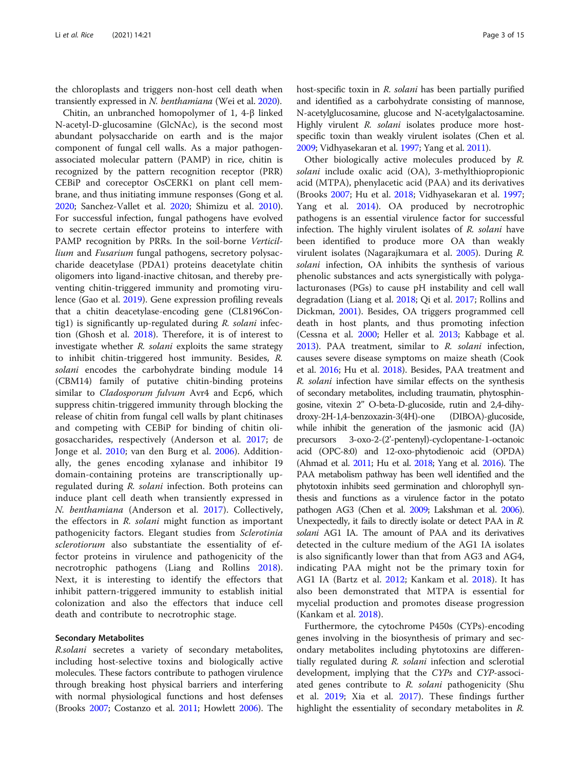the chloroplasts and triggers non-host cell death when transiently expressed in *N. benthamiana* (Wei et al. 2020).

Chitin, an unbranched homopolymer of 1, 4-β linked N-acetyl-D-glucosamine (GlcNAc), is the second most abundant polysaccharide on earth and is the major component of fungal cell walls. As a major pathogen-associated molecular pattern (PAMP) in rice, chitin is recognized by the pattern recognition receptor (PRR) CEBiP and coreceptor OsCERK1 on plant cell membrane, and thus initiating immune responses (Gong et al. 2020; Sanchez-Vallet et al. 2020; Shimizu et al. 2010). For successful infection, fungal pathogens have evolved to secrete certain effector proteins to interfere with PAMP recognition by PRRs. In the soil-borne *Verticillium* and *Fusarium* fungal pathogens, secretory polysaccharide deacetylase (PDA1) proteins deacetylate chitin oligomers into ligand-inactive chitosan, and thereby preventing chitin-triggered immunity and promoting virulence (Gao et al. 2019). Gene expression profiling reveals that a chitin deacetylase-encoding gene (CL8196Contig1) is significantly up-regulated during *R. solani* infection (Ghosh et al. 2018). Therefore, it is of interest to investigate whether *R. solani* exploits the same strategy to inhibit chitin-triggered host immunity. Besides, *R. solani* encodes the carbohydrate binding module 14 (CBM14) family of putative chitin-binding proteins similar to *Cladosporum fulvum* Avr4 and Ecp6, which suppress chitin-triggered immunity through blocking the release of chitin from fungal cell walls by plant chitinases and competing with CEBiP for binding of chitin oligosaccharides, respectively (Anderson et al. 2017; de Jonge et al. 2010; van den Burg et al. 2006). Additionally, the genes encoding xylanase and inhibitor I9 domain-containing proteins are transcriptionally up-regulated during *R. solani* infection. Both proteins can induce plant cell death when transiently expressed in *N. benthamiana* (Anderson et al. 2017). Collectively, the effectors in *R. solani* might function as important pathogenicity factors. Elegant studies from *Sclerotinia sclerotiorum* also substantiate the essentiality of effector proteins in virulence and pathogenicity of the necrotrophic pathogens (Liang and Rollins 2018). Next, it is interesting to identify the effectors that inhibit pattern-triggered immunity to establish initial colonization and also the effectors that induce cell death and contribute to necrotrophic stage.

### Secondary Metabolites

*R.solani* secretes a variety of secondary metabolites, including host-selective toxins and biologically active molecules. These factors contribute to pathogen virulence through breaking host physical barriers and interfering with normal physiological functions and host defenses (Brooks 2007; Costanzo et al. 2011; Howlett 2006). The host-specific toxin in *R. solani* has been partially purified and identified as a carbohydrate consisting of mannose, N-acetylglucosamine, glucose and N-acetylgalactosamine. Highly virulent *R. solani* isolates produce more host-specific toxin than weakly virulent isolates (Chen et al. 2009; Vidhyasekaran et al. 1997; Yang et al. 2011).

Other biologically active molecules produced by *R. solani* include oxalic acid (OA), 3-methylthiopropionic acid (MTPA), phenylacetic acid (PAA) and its derivatives (Brooks 2007; Hu et al. 2018; Vidhyasekaran et al. 1997; Yang et al. 2014). OA produced by necrotrophic pathogens is an essential virulence factor for successful infection. The highly virulent isolates of *R. solani* have been identified to produce more OA than weakly virulent isolates (Nagarajkumara et al. 2005). During *R. solani* infection, OA inhibits the synthesis of various phenolic substances and acts synergistically with polygalacturonases (PGs) to cause pH instability and cell wall degradation (Liang et al. 2018; Qi et al. 2017; Rollins and Dickman, 2001). Besides, OA triggers programmed cell death in host plants, and thus promoting infection (Cessna et al. 2000; Heller et al. 2013; Kabbage et al. 2013). PAA treatment, similar to *R. solani* infection, causes severe disease symptoms on maize sheath (Cook et al. 2016; Hu et al. 2018). Besides, PAA treatment and *R. solani* infection have similar effects on the synthesis of secondary metabolites, including traumatin, phytosphingosine, vitexin 2" O-beta-D-glucoside, rutin and 2,4-dihydroxy-2H-1,4-benzoxazin-3(4H)-one (DIBOA)-glucoside, while inhibit the generation of the jasmonic acid (JA) precursors 3-oxo-2-(2'-pentenyl)-cyclopentane-1-octanoic acid (OPC-8:0) and 12-oxo-phytodienoic acid (OPDA) (Ahmad et al. 2011; Hu et al. 2018; Yang et al. 2016). The PAA metabolism pathway has been well identified and the phytotoxin inhibits seed germination and chlorophyll synthesis and functions as a virulence factor in the potato pathogen AG3 (Chen et al. 2009; Lakshman et al. 2006). Unexpectedly, it fails to directly isolate or detect PAA in *R. solani* AG1 IA. The amount of PAA and its derivatives detected in the culture medium of the AG1 IA isolates is also significantly lower than that from AG3 and AG4, indicating PAA might not be the primary toxin for AG1 IA (Bartz et al. 2012; Kankam et al. 2018). It has also been demonstrated that MTPA is essential for mycelial production and promotes disease progression (Kankam et al. 2018).

Furthermore, the cytochrome P450s (CYPs)-encoding genes involving in the biosynthesis of primary and secondary metabolites including phytotoxins are differentially regulated during *R. solani* infection and sclerotial development, implying that the *CYPs* and *CYP*-associated genes contribute to *R. solani* pathogenicity (Shu et al. 2019; Xia et al. 2017). These findings further highlight the essentiality of secondary metabolites in *R.*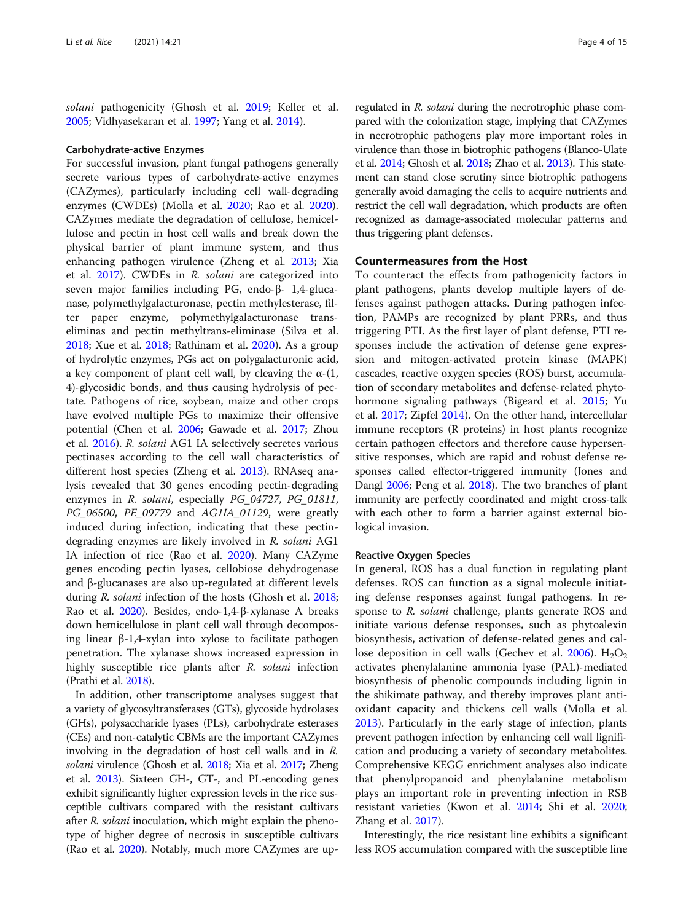*solani* pathogenicity (Ghosh et al. 2019; Keller et al. 2005; Vidhyasekaran et al. 1997; Yang et al. 2014).

#### Carbohydrate-active Enzymes

For successful invasion, plant fungal pathogens generally secrete various types of carbohydrate-active enzymes (CAZymes), particularly including cell wall-degrading enzymes (CWDEs) (Molla et al. 2020; Rao et al. 2020). CAZymes mediate the degradation of cellulose, hemicellulose and pectin in host cell walls and break down the physical barrier of plant immune system, and thus enhancing pathogen virulence (Zheng et al. 2013; Xia et al. 2017). CWDEs in *R. solani* are categorized into seven major families including PG, endo-β- 1,4-glucanase, polymethylgalacturonase, pectin methylesterase, filter paper enzyme, polymethylgalacturonase transeliminas and pectin methyltrans-eliminase (Silva et al. 2018; Xue et al. 2018; Rathinam et al. 2020). As a group of hydrolytic enzymes, PGs act on polygalacturonic acid, a key component of plant cell wall, by cleaving the α-(1, 4)-glycosidic bonds, and thus causing hydrolysis of pectate. Pathogens of rice, soybean, maize and other crops have evolved multiple PGs to maximize their offensive potential (Chen et al. 2006; Gawade et al. 2017; Zhou et al. 2016). *R. solani* AG1 IA selectively secretes various pectinases according to the cell wall characteristics of different host species (Zheng et al. 2013). RNAseq analysis revealed that 30 genes encoding pectin-degrading enzymes in *R. solani*, especially *PG_04727*, *PG_01811*, *PG_06500*, *PE_09779* and *AG1IA_01129*, were greatly induced during infection, indicating that these pectin-degrading enzymes are likely involved in *R. solani* AG1 IA infection of rice (Rao et al. 2020). Many CAZyme genes encoding pectin lyases, cellobiose dehydrogenase and β-glucanases are also up-regulated at different levels during *R. solani* infection of the hosts (Ghosh et al. 2018; Rao et al. 2020). Besides, endo-1,4-β-xylanase A breaks down hemicellulose in plant cell wall through decomposing linear β-1,4-xylan into xylose to facilitate pathogen penetration. The xylanase shows increased expression in highly susceptible rice plants after *R. solani* infection (Prathi et al. 2018).

In addition, other transcriptome analyses suggest that a variety of glycosyltransferases (GTs), glycoside hydrolases (GHs), polysaccharide lyases (PLs), carbohydrate esterases (CEs) and non-catalytic CBMs are the important CAZymes involving in the degradation of host cell walls and in *R. solani* virulence (Ghosh et al. 2018; Xia et al. 2017; Zheng et al. 2013). Sixteen GH-, GT-, and PL-encoding genes exhibit significantly higher expression levels in the rice susceptible cultivars compared with the resistant cultivars after *R. solani* inoculation, which might explain the phenotype of higher degree of necrosis in susceptible cultivars (Rao et al. 2020). Notably, much more CAZymes are up-regulated in *R. solani* during the necrotrophic phase compared with the colonization stage, implying that CAZymes in necrotrophic pathogens play more important roles in virulence than those in biotrophic pathogens (Blanco-Ulate et al. 2014; Ghosh et al. 2018; Zhao et al. 2013). This statement can stand close scrutiny since biotrophic pathogens generally avoid damaging the cells to acquire nutrients and restrict the cell wall degradation, which products are often recognized as damage-associated molecular patterns and thus triggering plant defenses.

### Countermeasures from the Host

To counteract the effects from pathogenicity factors in plant pathogens, plants develop multiple layers of defenses against pathogen attacks. During pathogen infection, PAMPs are recognized by plant PRRs, and thus triggering PTI. As the first layer of plant defense, PTI responses include the activation of defense gene expression and mitogen-activated protein kinase (MAPK) cascades, reactive oxygen species (ROS) burst, accumulation of secondary metabolites and defense-related phytohormone signaling pathways (Bigeard et al. 2015; Yu et al. 2017; Zipfel 2014). On the other hand, intercellular immune receptors (R proteins) in host plants recognize certain pathogen effectors and therefore cause hypersensitive responses, which are rapid and robust defense responses called effector-triggered immunity (Jones and Dangl 2006; Peng et al. 2018). The two branches of plant immunity are perfectly coordinated and might cross-talk with each other to form a barrier against external biological invasion.

#### Reactive Oxygen Species

In general, ROS has a dual function in regulating plant defenses. ROS can function as a signal molecule initiating defense responses against fungal pathogens. In response to *R. solani* challenge, plants generate ROS and initiate various defense responses, such as phytoalexin biosynthesis, activation of defense-related genes and callose deposition in cell walls (Gechev et al. 2006). $H_2O_2$ activates phenylalanine ammonia lyase (PAL)-mediated biosynthesis of phenolic compounds including lignin in the shikimate pathway, and thereby improves plant antioxidant capacity and thickens cell walls (Molla et al. 2013). Particularly in the early stage of infection, plants prevent pathogen infection by enhancing cell wall lignification and producing a variety of secondary metabolites. Comprehensive KEGG enrichment analyses also indicate that phenylpropanoid and phenylalanine metabolism plays an important role in preventing infection in RSB resistant varieties (Kwon et al. 2014; Shi et al. 2020; Zhang et al. 2017).

Interestingly, the rice resistant line exhibits a significant less ROS accumulation compared with the susceptible line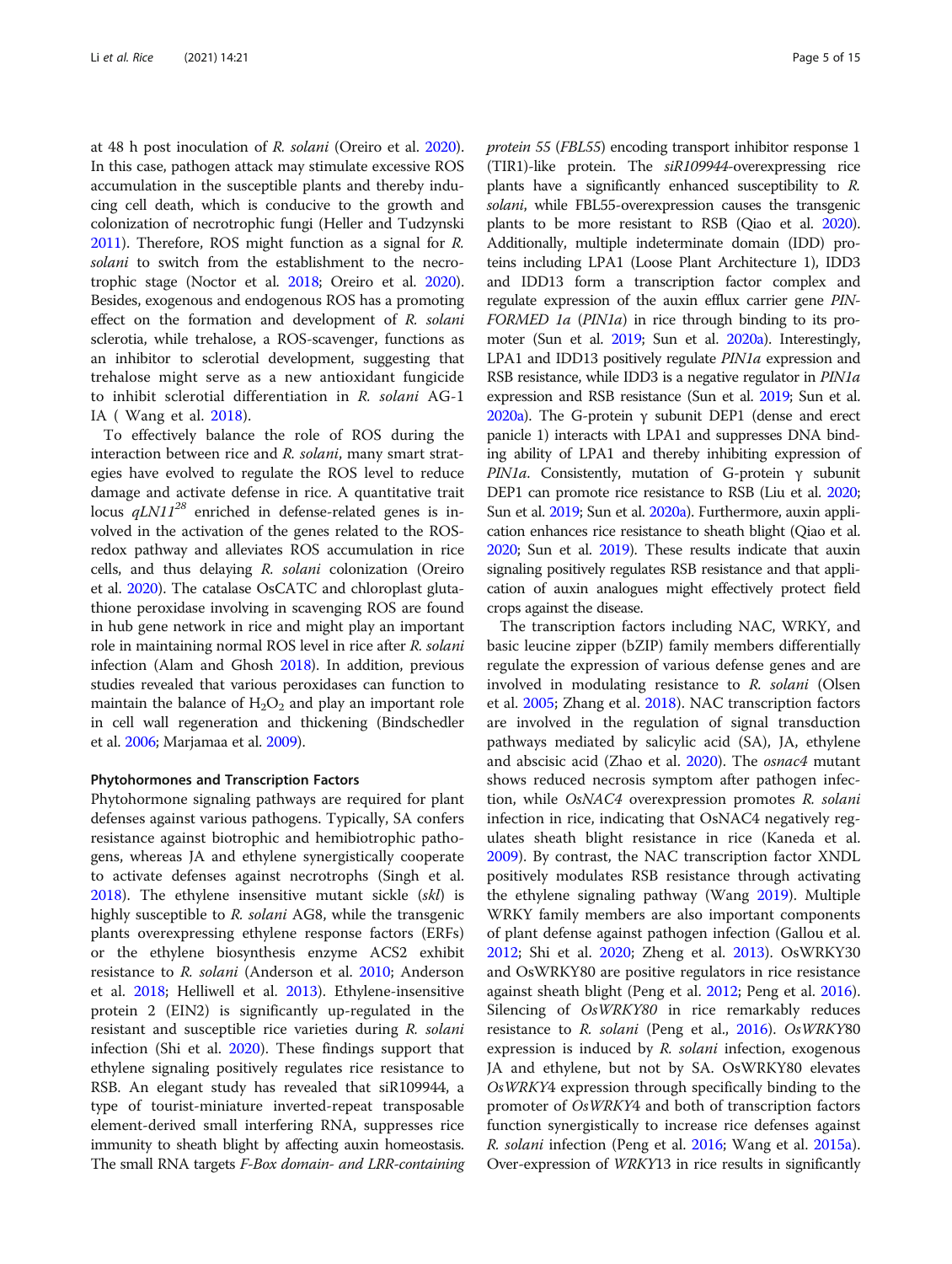at 48 h post inoculation of *R. solani* (Oreiro et al. 2020). In this case, pathogen attack may stimulate excessive ROS accumulation in the susceptible plants and thereby inducing cell death, which is conducive to the growth and colonization of necrotrophic fungi (Heller and Tudzynski 2011). Therefore, ROS might function as a signal for *R. solani* to switch from the establishment to the necrotrophic stage (Noctor et al. 2018; Oreiro et al. 2020). Besides, exogenous and endogenous ROS has a promoting effect on the formation and development of *R. solani* sclerotia, while trehalose, a ROS-scavenger, functions as an inhibitor to sclerotial development, suggesting that trehalose might serve as a new antioxidant fungicide to inhibit sclerotial differentiation in *R. solani* AG-1 IA ( Wang et al. 2018).

To effectively balance the role of ROS during the interaction between rice and *R. solani*, many smart strategies have evolved to regulate the ROS level to reduce damage and activate defense in rice. A quantitative trait locus *qLN11*[28] enriched in defense-related genes is involved in the activation of the genes related to the ROS-redox pathway and alleviates ROS accumulation in rice cells, and thus delaying *R. solani* colonization (Oreiro et al. 2020). The catalase OsCATC and chloroplast glutathione peroxidase involving in scavenging ROS are found in hub gene network in rice and might play an important role in maintaining normal ROS level in rice after *R. solani* infection (Alam and Ghosh 2018). In addition, previous studies revealed that various peroxidases can function to maintain the balance of $H_2O_2$ and play an important role in cell wall regeneration and thickening (Bindschedler et al. 2006; Marjamaa et al. 2009).

#### Phytohormones and Transcription Factors

Phytohormone signaling pathways are required for plant defenses against various pathogens. Typically, SA confers resistance against biotrophic and hemibiotrophic pathogens, whereas JA and ethylene synergistically cooperate to activate defenses against necrotrophs (Singh et al. 2018). The ethylene insensitive mutant sickle (*skl*) is highly susceptible to *R. solani* AG8, while the transgenic plants overexpressing ethylene response factors (ERFs) or the ethylene biosynthesis enzyme ACS2 exhibit resistance to *R. solani* (Anderson et al. 2010; Anderson et al. 2018; Helliwell et al. 2013). Ethylene-insensitive protein 2 (EIN2) is significantly up-regulated in the resistant and susceptible rice varieties during *R. solani* infection (Shi et al. 2020). These findings support that ethylene signaling positively regulates rice resistance to RSB. An elegant study has revealed that siR109944, a type of tourist-miniature inverted-repeat transposable element-derived small interfering RNA, suppresses rice immunity to sheath blight by affecting auxin homeostasis. The small RNA targets *F-Box domain- and LRR-containing protein 55* (*FBL55*) encoding transport inhibitor response 1 (TIR1)-like protein. The *siR109944*-overexpressing rice plants have a significantly enhanced susceptibility to *R. solani*, while FBL55-overexpression causes the transgenic plants to be more resistant to RSB (Qiao et al. 2020). Additionally, multiple indeterminate domain (IDD) proteins including LPA1 (Loose Plant Architecture 1), IDD3 and IDD13 form a transcription factor complex and regulate expression of the auxin efflux carrier gene *PIN-FORMED 1a* (*PIN1a*) in rice through binding to its promoter (Sun et al. 2019; Sun et al. 2020a). Interestingly, LPA1 and IDD13 positively regulate *PIN1a* expression and RSB resistance, while IDD3 is a negative regulator in *PIN1a* expression and RSB resistance (Sun et al. 2019; Sun et al. 2020a). The G-protein γ subunit DEP1 (dense and erect panicle 1) interacts with LPA1 and suppresses DNA binding ability of LPA1 and thereby inhibiting expression of *PIN1a*. Consistently, mutation of G-protein γ subunit DEP1 can promote rice resistance to RSB (Liu et al. 2020; Sun et al. 2019; Sun et al. 2020a). Furthermore, auxin application enhances rice resistance to sheath blight (Qiao et al. 2020; Sun et al. 2019). These results indicate that auxin signaling positively regulates RSB resistance and that application of auxin analogues might effectively protect field crops against the disease.

The transcription factors including NAC, WRKY, and basic leucine zipper (bZIP) family members differentially regulate the expression of various defense genes and are involved in modulating resistance to *R. solani* (Olsen et al. 2005; Zhang et al. 2018). NAC transcription factors are involved in the regulation of signal transduction pathways mediated by salicylic acid (SA), JA, ethylene and abscisic acid (Zhao et al. 2020). The *osnac4* mutant shows reduced necrosis symptom after pathogen infection, while *OsNAC4* overexpression promotes *R. solani* infection in rice, indicating that OsNAC4 negatively regulates sheath blight resistance in rice (Kaneda et al. 2009). By contrast, the NAC transcription factor XNDL positively modulates RSB resistance through activating the ethylene signaling pathway (Wang 2019). Multiple WRKY family members are also important components of plant defense against pathogen infection (Gallou et al. 2012; Shi et al. 2020; Zheng et al. 2013). OsWRKY30 and OsWRKY80 are positive regulators in rice resistance against sheath blight (Peng et al. 2012; Peng et al. 2016). Silencing of *OsWRKY80* in rice remarkably reduces resistance to *R. solani* (Peng et al., 2016). *OsWRKY80* expression is induced by *R. solani* infection, exogenous JA and ethylene, but not by SA. OsWRKY80 elevates *OsWRKY4* expression through specifically binding to the promoter of *OsWRKY4* and both of transcription factors function synergistically to increase rice defenses against *R. solani* infection (Peng et al. 2016; Wang et al. 2015a). Over-expression of *WRKY13* in rice results in significantly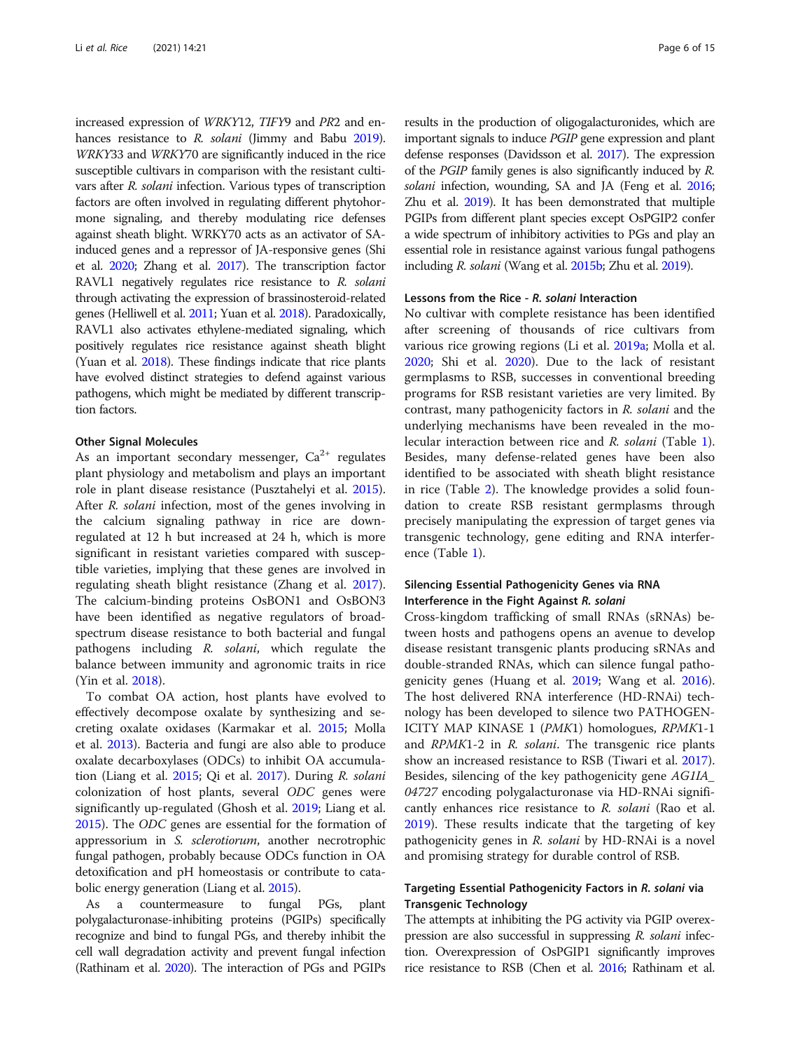increased expression of *WRKY*12, *TIFY*9 and *PR*2 and enhances resistance to *R. solani* (Jimmy and Babu 2019). *WRKY*33 and *WRKY*70 are significantly induced in the rice susceptible cultivars in comparison with the resistant cultivars after *R. solani* infection. Various types of transcription factors are often involved in regulating different phytohormone signaling, and thereby modulating rice defenses against sheath blight. WRKY70 acts as an activator of SA-induced genes and a repressor of JA-responsive genes (Shi et al. 2020; Zhang et al. 2017). The transcription factor RAVL1 negatively regulates rice resistance to *R. solani* through activating the expression of brassinosteroid-related genes (Helliwell et al. 2011; Yuan et al. 2018). Paradoxically, RAVL1 also activates ethylene-mediated signaling, which positively regulates rice resistance against sheath blight (Yuan et al. 2018). These findings indicate that rice plants have evolved distinct strategies to defend against various pathogens, which might be mediated by different transcription factors.

#### Other Signal Molecules

As an important secondary messenger, $Ca^{2+}$ regulates plant physiology and metabolism and plays an important role in plant disease resistance (Pusztahelyi et al. 2015). After *R. solani* infection, most of the genes involving in the calcium signaling pathway in rice are down-regulated at 12 h but increased at 24 h, which is more significant in resistant varieties compared with susceptible varieties, implying that these genes are involved in regulating sheath blight resistance (Zhang et al. 2017). The calcium-binding proteins OsBON1 and OsBON3 have been identified as negative regulators of broad-spectrum disease resistance to both bacterial and fungal pathogens including *R. solani*, which regulate the balance between immunity and agronomic traits in rice (Yin et al. 2018).

To combat OA action, host plants have evolved to effectively decompose oxalate by synthesizing and secreting oxalate oxidases (Karmakar et al. 2015; Molla et al. 2013). Bacteria and fungi are also able to produce oxalate decarboxylases (ODCs) to inhibit OA accumulation (Liang et al. 2015; Qi et al. 2017). During *R. solani* colonization of host plants, several *ODC* genes were significantly up-regulated (Ghosh et al. 2019; Liang et al. 2015). The *ODC* genes are essential for the formation of appressorium in *S. sclerotiorum*, another necrotrophic fungal pathogen, probably because ODCs function in OA detoxification and pH homeostasis or contribute to catabolic energy generation (Liang et al. 2015).

As a countermeasure to fungal PGs, plant polygalacturonase-inhibiting proteins (PGIPs) specifically recognize and bind to fungal PGs, and thereby inhibit the cell wall degradation activity and prevent fungal infection (Rathinam et al. 2020). The interaction of PGs and PGIPs results in the production of oligogalacturonides, which are important signals to induce *PGIP* gene expression and plant defense responses (Davidsson et al. 2017). The expression of the *PGIP* family genes is also significantly induced by *R. solani* infection, wounding, SA and JA (Feng et al. 2016; Zhu et al. 2019). It has been demonstrated that multiple PGIPs from different plant species except OsPGIP2 confer a wide spectrum of inhibitory activities to PGs and play an essential role in resistance against various fungal pathogens including *R. solani* (Wang et al. 2015b; Zhu et al. 2019).

#### Lessons from the Rice - *R. solani* Interaction

No cultivar with complete resistance has been identified after screening of thousands of rice cultivars from various rice growing regions (Li et al. 2019a; Molla et al. 2020; Shi et al. 2020). Due to the lack of resistant germplasms to RSB, successes in conventional breeding programs for RSB resistant varieties are very limited. By contrast, many pathogenicity factors in *R. solani* and the underlying mechanisms have been revealed in the molecular interaction between rice and *R. solani* (Table 1). Besides, many defense-related genes have been also identified to be associated with sheath blight resistance in rice (Table 2). The knowledge provides a solid foundation to create RSB resistant germplasms through precisely manipulating the expression of target genes via transgenic technology, gene editing and RNA interference (Table 1).

### Silencing Essential Pathogenicity Genes via RNA Interference in the Fight Against *R. solani*

Cross-kingdom trafficking of small RNAs (sRNAs) between hosts and pathogens opens an avenue to develop disease resistant transgenic plants producing sRNAs and double-stranded RNAs, which can silence fungal pathogenicity genes (Huang et al. 2019; Wang et al. 2016). The host delivered RNA interference (HD-RNAi) technology has been developed to silence two PATHOGENICITY MAP KINASE 1 (*PMK*1) homologues, *RPMK*1-1 and *RPMK*1-2 in *R. solani*. The transgenic rice plants show an increased resistance to RSB (Tiwari et al. 2017). Besides, silencing of the key pathogenicity gene *AG1IA_04727* encoding polygalacturonase via HD-RNAi significantly enhances rice resistance to *R. solani* (Rao et al. 2019). These results indicate that the targeting of key pathogenicity genes in *R. solani* by HD-RNAi is a novel and promising strategy for durable control of RSB.

### Targeting Essential Pathogenicity Factors in *R. solani* via Transgenic Technology

The attempts at inhibiting the PG activity via PGIP overexpression are also successful in suppressing *R. solani* infection. Overexpression of OsPGIP1 significantly improves rice resistance to RSB (Chen et al. 2016; Rathinam et al.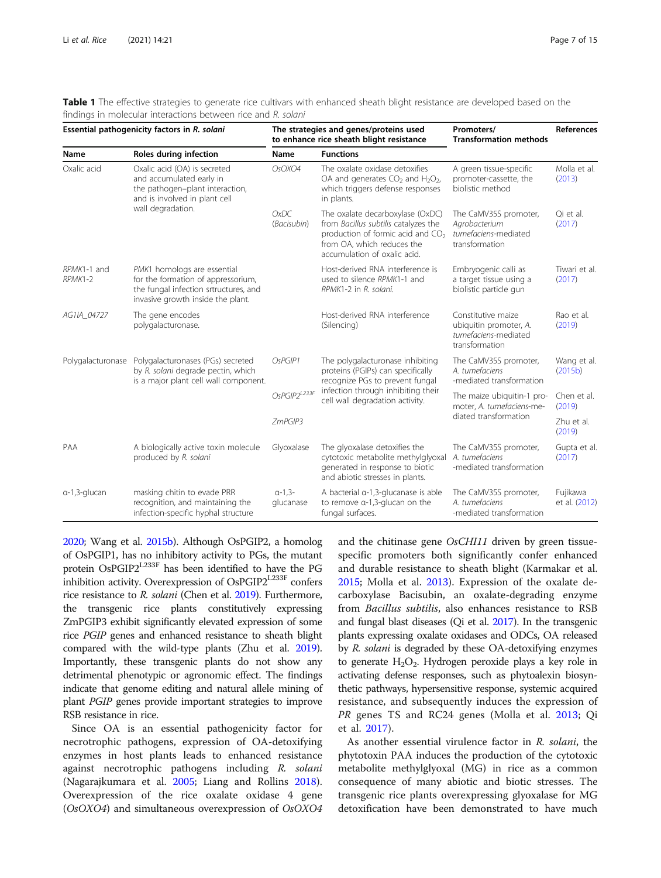**Table 1** The effective strategies to generate rice cultivars with enhanced sheath blight resistance are developed based on the findings in molecular interactions between rice and *R. solani*

| Essential pathogenicity factors in *R. solani* | | The strategies and genes/proteins used to enhance rice sheath blight resistance | | Promoters/ Transformation methods | References |
|---|---|---|---|---|---|
| **Name** | **Roles during infection** | **Name** | **Functions** | | |
| Oxalic acid | Oxalic acid (OA) is secreted and accumulated early in the pathogen–plant interaction, and is involved in plant cell wall degradation. | *OsOXO4* | The oxalate oxidase detoxifies OA and generates $CO_2$ and $H_2O_2$, which triggers defense responses in plants. | A green tissue-specific promoter-cassette, the biolistic method | Molla et al. (2013) |
| | | *OxDC* (*Bacisubin*) | The oxalate decarboxylase (OxDC) from *Bacillus subtilis* catalyzes the production of formic acid and $CO_2$ from OA, which reduces the accumulation of oxalic acid. | The CaMV35S promoter, *Agrobacterium tumefaciens*-mediated transformation | Qi et al. (2017) |
| *RPMK*1-1 and *RPMK*1-2 | *PMK*1 homologs are essential for the formation of appressorium, the fungal infection srtructures, and invasive growth inside the plant. | | Host-derived RNA interference is used to silence *RPMK*1-1 and *RPMK*1-2 in *R. solani.* | Embryogenic calli as a target tissue using a biolistic particle gun | Tiwari et al. (2017) |
| *AG1IA_04727* | The gene encodes polygalacturonase. | | Host-derived RNA interference (Silencing) | Constitutive maize ubiquitin promoter, *A. tumefaciens*-mediated transformation | Rao et al. (2019) |
| Polygalacturonase | Polygalacturonases (PGs) secreted by *R. solani* degrade pectin, which is a major plant cell wall component. | *OsPGIP1* | The polygalacturonase inhibiting proteins (PGIPs) can specifically recognize PGs to prevent fungal infection through inhibiting their cell wall degradation activity. | The CaMV35S promoter, *A. tumefaciens* -mediated transformation | Wang et al. (2015b) |
| | | *OsPGIP2*$^{L233F}$ | | The maize ubiquitin-1 promoter, *A. tumefaciens*-mediated transformation | Chen et al. (2019) |
| | | *ZmPGIP3* | | | Zhu et al. (2019) |
| PAA | A biologically active toxin molecule produced by *R. solani* | Glyoxalase | The glyoxalase detoxifies the cytotoxic metabolite methylglyoxal generated in response to biotic and abiotic stresses in plants. | The CaMV35S promoter, *A. tumefaciens* -mediated transformation | Gupta et al. (2017) |
| α-1,3-glucan | masking chitin to evade PRR recognition, and maintaining the infection-specific hyphal structure | α-1,3-glucanase | A bacterial α-1,3-glucanase is able to remove α-1,3-glucan on the fungal surfaces. | The CaMV35S promoter, *A. tumefaciens* -mediated transformation | Fujikawa et al. (2012) |

2020; Wang et al. 2015b). Although OsPGIP2, a homolog of OsPGIP1, has no inhibitory activity to PGs, the mutant protein OsPGIP2$^{L233F}$ has been identified to have the PG inhibition activity. Overexpression of OsPGIP2$^{L233F}$ confers rice resistance to *R. solani* (Chen et al. 2019). Furthermore, the transgenic rice plants constitutively expressing ZmPGIP3 exhibit significantly elevated expression of some rice *PGIP* genes and enhanced resistance to sheath blight compared with the wild-type plants (Zhu et al. 2019). Importantly, these transgenic plants do not show any detrimental phenotypic or agronomic effect. The findings indicate that genome editing and natural allele mining of plant *PGIP* genes provide important strategies to improve RSB resistance in rice.

Since OA is an essential pathogenicity factor for necrotrophic pathogens, expression of OA-detoxifying enzymes in host plants leads to enhanced resistance against necrotrophic pathogens including *R. solani* (Nagarajkumara et al. 2005; Liang and Rollins 2018). Overexpression of the rice oxalate oxidase 4 gene (*OsOXO4*) and simultaneous overexpression of *OsOXO4* and the chitinase gene *OsCHI11* driven by green tissue-specific promoters both significantly confer enhanced and durable resistance to sheath blight (Karmakar et al. 2015; Molla et al. 2013). Expression of the oxalate decarboxylase Bacisubin, an oxalate-degrading enzyme from *Bacillus subtilis*, also enhances resistance to RSB and fungal blast diseases (Qi et al. 2017). In the transgenic plants expressing oxalate oxidases and ODCs, OA released by *R. solani* is degraded by these OA-detoxifying enzymes to generate $H_2O_2$. Hydrogen peroxide plays a key role in activating defense responses, such as phytoalexin biosynthetic pathways, hypersensitive response, systemic acquired resistance, and subsequently induces the expression of *PR* genes TS and RC24 genes (Molla et al. 2013; Qi et al. 2017).

As another essential virulence factor in *R. solani*, the phytotoxin PAA induces the production of the cytotoxic metabolite methylglyoxal (MG) in rice as a common consequence of many abiotic and biotic stresses. The transgenic rice plants overexpressing glyoxalase for MG detoxification have been demonstrated to have much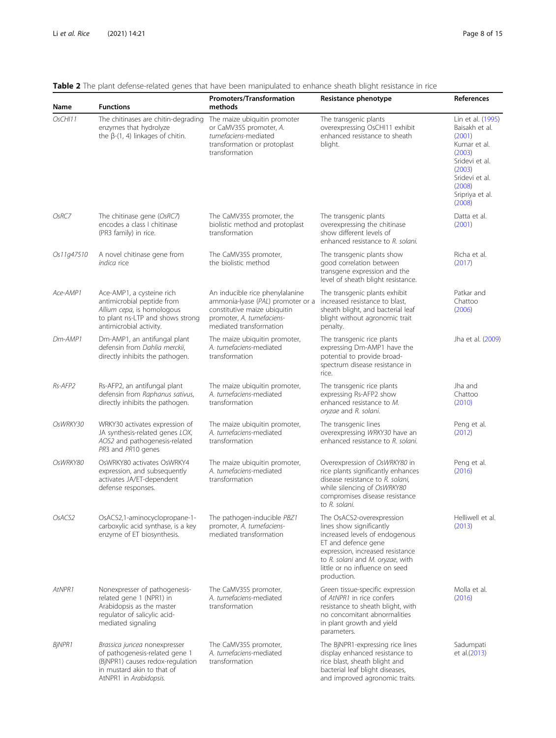**Table 2** The plant defense-related genes that have been manipulated to enhance sheath blight resistance in rice

| Name | Functions | Promoters/Transformation methods | Resistance phenotype | References |
|---|---|---|---|---|
| *OsCHI11* | The chitinases are chitin-degrading enzymes that hydrolyze the β-(1, 4) linkages of chitin. | The maize ubiquitin promoter or CaMV35S promoter, *A. tumefaciens*-mediated transformation or protoplast transformation | The transgenic plants overexpressing OsCHI11 exhibit enhanced resistance to sheath blight. | Lin et al. (1995) Baisakh et al. (2001) Kumar et al. (2003) Sridevi et al. (2003) Sridevi et al. (2008) Sripriya et al. (2008) |
| *OsRC7* | The chitinase gene (*OsRC7*) encodes a class I chitinase (PR3 family) in rice. | The CaMV35S promoter, the biolistic method and protoplast transformation | The transgenic plants overexpressing the chitinase show different levels of enhanced resistance to *R. solani*. | Datta et al. (2001) |
| *Os11g47510* | A novel chitinase gene from *indica* rice | The CaMV35S promoter, the biolistic method | The transgenic plants show good correlation between transgene expression and the level of sheath blight resistance. | Richa et al. (2017) |
| *Ace-AMP1* | Ace-AMP1, a cysteine rich antimicrobial peptide from *Allium cepa*, is homologous to plant ns-LTP and shows strong antimicrobial activity. | An inducible rice phenylalanine ammonia-lyase (*PAL*) promoter or a constitutive maize ubiquitin promoter, *A. tumefaciens*-mediated transformation | The transgenic plants exhibit increased resistance to blast, sheath blight, and bacterial leaf blight without agronomic trait penalty. | Patkar and Chattoo (2006) |
| *Dm-AMP1* | Dm-AMP1, an antifungal plant defensin from *Dahlia merckii*, directly inhibits the pathogen. | The maize ubiquitin promoter, *A. tumefaciens*-mediated transformation | The transgenic rice plants expressing Dm-AMP1 have the potential to provide broad-spectrum disease resistance in rice. | Jha et al. (2009) |
| *Rs-AFP2* | Rs-AFP2, an antifungal plant defensin from *Raphanus sativus*, directly inhibits the pathogen. | The maize ubiquitin promoter, *A. tumefaciens*-mediated transformation | The transgenic rice plants expressing Rs-AFP2 show enhanced resistance to *M. oryzae* and *R. solani*. | Jha and Chattoo (2010) |
| *OsWRKY30* | WRKY30 activates expression of JA synthesis-related genes *LOX*, *AOS2* and pathogenesis-related *PR3* and *PR10* genes | The maize ubiquitin promoter, *A. tumefaciens*-mediated transformation | The transgenic lines overexpressing *WRKY30* have an enhanced resistance to *R. solani*. | Peng et al. (2012) |
| *OsWRKY80* | OsWRKY80 activates OsWRKY4 expression, and subsequently activates JA/ET-dependent defense responses. | The maize ubiquitin promoter, *A. tumefaciens*-mediated transformation | Overexpression of *OsWRKY80* in rice plants significantly enhances disease resistance to *R. solani*, while silencing of *OsWRKY80* compromises disease resistance to *R. solani*. | Peng et al. (2016) |
| *OsACS2* | OsACS2,1-aminocyclopropane-1-carboxylic acid synthase, is a key enzyme of ET biosynthesis. | The pathogen-inducible *PBZ1* promoter, *A. tumefaciens*-mediated transformation | The OsACS2-overexpression lines show significantly increased levels of endogenous ET and defence gene expression, increased resistance to *R. solani* and *M. oryzae*, with little or no influence on seed production. | Helliwell et al. (2013) |
| *AtNPR1* | Nonexpresser of pathogenesis-related gene 1 (NPR1) in Arabidopsis as the master regulator of salicylic acid-mediated signaling | The CaMV35S promoter, *A. tumefaciens*-mediated transformation | Green tissue-specific expression of *AtNPR1* in rice confers resistance to sheath blight, with no concomitant abnormalities in plant growth and yield parameters. | Molla et al. (2016) |
| *BjNPR1* | *Brassica juncea* nonexpresser of pathogenesis-related gene 1 (BjNPR1) causes redox-regulation in mustard akin to that of AtNPR1 in *Arabidopsis*. | The CaMV35S promoter, *A. tumefaciens*-mediated transformation | The BjNPR1-expressing rice lines display enhanced resistance to rice blast, sheath blight and bacterial leaf blight diseases, and improved agronomic traits. | Sadumpati et al.(2013) |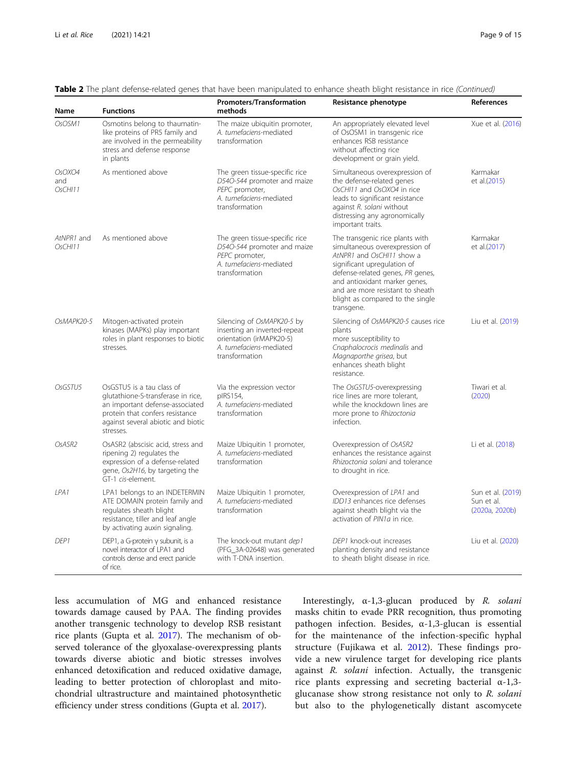**Table 2** The plant defense-related genes that have been manipulated to enhance sheath blight resistance in rice *(Continued)*

| Name | Functions | Promoters/Transformation methods | Resistance phenotype | References |
|---|---|---|---|---|
| *OsOSM1* | Osmotins belong to thaumatin-like proteins of PR5 family and are involved in the permeability stress and defense response in plants | The maize ubiquitin promoter, *A. tumefaciens*-mediated transformation | An appropriately elevated level of OsOSM1 in transgenic rice enhances RSB resistance without affecting rice development or grain yield. | Xue et al. (2016) |
| *OsOXO4* and *OsCHI11* | As mentioned above | The green tissue-specific rice *D54O-544* promoter and maize *PEPC* promoter, *A. tumefaciens*-mediated transformation | Simultaneous overexpression of the defense-related genes *OsCHI11* and *OsOXO4* in rice leads to significant resistance against *R. solani* without distressing any agronomically important traits. | Karmakar et al.(2015) |
| *AtNPR1* and *OsCHI11* | As mentioned above | The green tissue-specific rice *D54O-544* promoter and maize *PEPC* promoter, *A. tumefaciens*-mediated transformation | The transgenic rice plants with simultaneous overexpression of *AtNPR1* and *OsCHI11* show a significant upregulation of defense-related genes, *PR* genes, and antioxidant marker genes, and are more resistant to sheath blight as compared to the single transgene. | Karmakar et al.(2017) |
| *OsMAPK20-5* | Mitogen-activated protein kinases (MAPKs) play important roles in plant responses to biotic stresses. | Silencing of *OsMAPK20-5* by inserting an inverted-repeat orientation (irMAPK20-5) *A. tumefaciens*-mediated transformation | Silencing of *OsMAPK20-5* causes rice plants more susceptibility to *Cnaphalocrocis medinalis* and *Magnaporthe grisea*, but enhances sheath blight resistance. | Liu et al. (2019) |
| *OsGSTU5* | OsGSTU5 is a tau class of glutathione-S-transferase in rice, an important defense-associated protein that confers resistance against several abiotic and biotic stresses. | Via the expression vector pIRS154, *A. tumefaciens*-mediated transformation | The *OsGSTU5*-overexpressing rice lines are more tolerant, while the knockdown lines are more prone to *Rhizoctonia* infection. | Tiwari et al. (2020) |
| *OsASR2* | OsASR2 (abscisic acid, stress and ripening 2) regulates the expression of a defense-related gene, *Os2H16*, by targeting the GT-1 *cis*-element. | Maize Ubiquitin 1 promoter, *A. tumefaciens*-mediated transformation | Overexpression of *OsASR2* enhances the resistance against *Rhizoctonia solani* and tolerance to drought in rice. | Li et al. (2018) |
| *LPA1* | LPA1 belongs to an INDETERMINATE DOMAIN protein family and regulates sheath blight resistance, tiller and leaf angle by activating auxin signaling. | Maize Ubiquitin 1 promoter, *A. tumefaciens*-mediated transformation | Overexpression of *LPA1* and *IDD13* enhances rice defenses against sheath blight via the activation of *PIN1a* in rice. | Sun et al. (2019) Sun et al. (2020a, 2020b) |
| *DEP1* | DEP1, a G-protein γ subunit, is a novel interactor of LPA1 and controls dense and erect panicle of rice. | The knock-out mutant *dep1* (PFG_3A-02648) was generated with T-DNA insertion. | *DEP1* knock-out increases planting density and resistance to sheath blight disease in rice. | Liu et al. (2020) |

less accumulation of MG and enhanced resistance towards damage caused by PAA. The finding provides another transgenic technology to develop RSB resistant rice plants (Gupta et al. 2017). The mechanism of observed tolerance of the glyoxalase-overexpressing plants towards diverse abiotic and biotic stresses involves enhanced detoxification and reduced oxidative damage, leading to better protection of chloroplast and mitochondrial ultrastructure and maintained photosynthetic efficiency under stress conditions (Gupta et al. 2017).

Interestingly, α-1,3-glucan produced by *R. solani* masks chitin to evade PRR recognition, thus promoting pathogen infection. Besides, α-1,3-glucan is essential for the maintenance of the infection-specific hyphal structure (Fujikawa et al. 2012). These findings provide a new virulence target for developing rice plants against *R. solani* infection. Actually, the transgenic rice plants expressing and secreting bacterial α-1,3-glucanase show strong resistance not only to *R. solani* but also to the phylogenetically distant ascomycete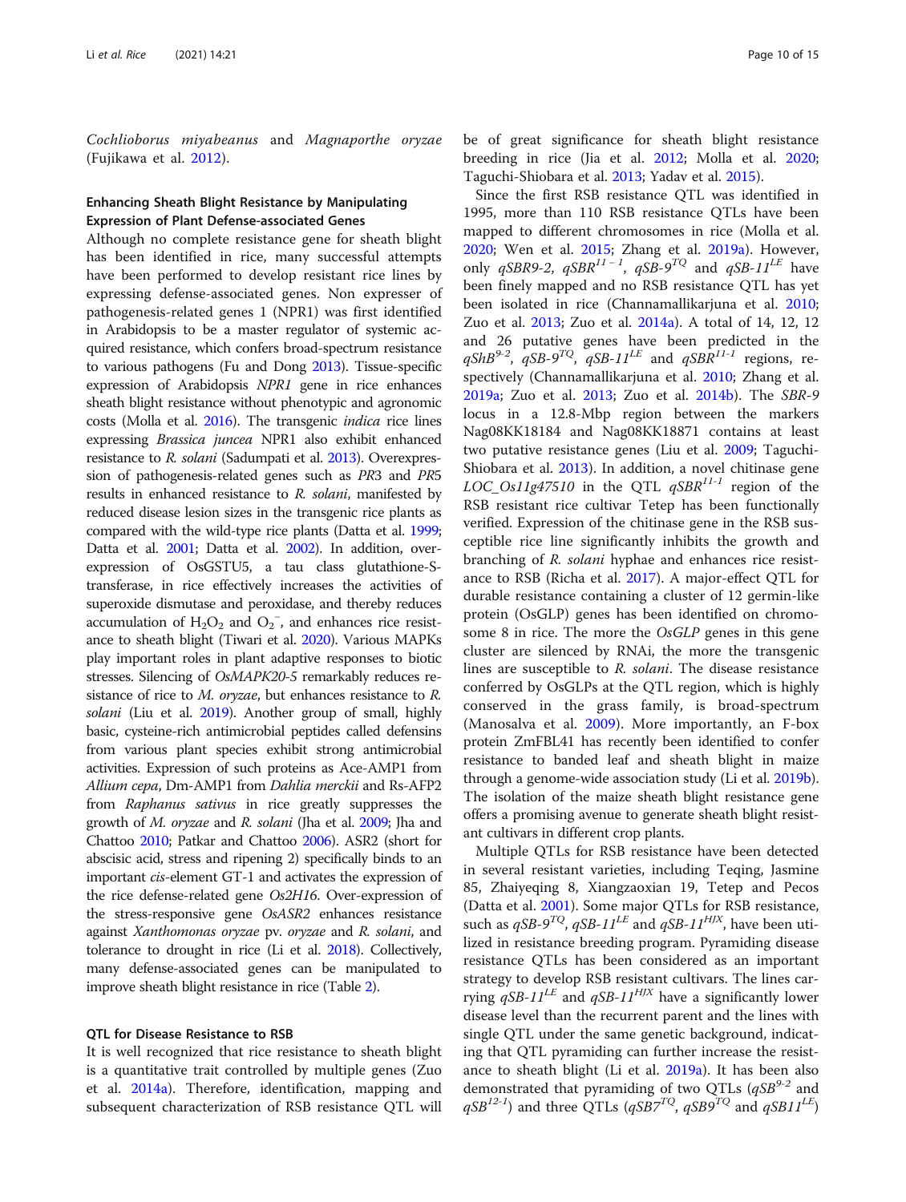*Cochlioborus miyabeanus* and *Magnaporthe oryzae* (Fujikawa et al. 2012).

## Enhancing Sheath Blight Resistance by Manipulating Expression of Plant Defense-associated Genes

Although no complete resistance gene for sheath blight has been identified in rice, many successful attempts have been performed to develop resistant rice lines by expressing defense-associated genes. Non expresser of pathogenesis-related genes 1 (NPR1) was first identified in Arabidopsis to be a master regulator of systemic acquired resistance, which confers broad-spectrum resistance to various pathogens (Fu and Dong 2013). Tissue-specific expression of Arabidopsis *NPR1* gene in rice enhances sheath blight resistance without phenotypic and agronomic costs (Molla et al. 2016). The transgenic *indica* rice lines expressing *Brassica juncea* NPR1 also exhibit enhanced resistance to *R. solani* (Sadumpati et al. 2013). Overexpression of pathogenesis-related genes such as *PR*3 and *PR*5 results in enhanced resistance to *R. solani*, manifested by reduced disease lesion sizes in the transgenic rice plants as compared with the wild-type rice plants (Datta et al. 1999; Datta et al. 2001; Datta et al. 2002). In addition, overexpression of OsGSTU5, a tau class glutathione-S-transferase, in rice effectively increases the activities of superoxide dismutase and peroxidase, and thereby reduces accumulation of $H_2O_2$ and $O_2^-$, and enhances rice resistance to sheath blight (Tiwari et al. 2020). Various MAPKs play important roles in plant adaptive responses to biotic stresses. Silencing of *OsMAPK20-5* remarkably reduces resistance of rice to *M. oryzae*, but enhances resistance to *R. solani* (Liu et al. 2019). Another group of small, highly basic, cysteine-rich antimicrobial peptides called defensins from various plant species exhibit strong antimicrobial activities. Expression of such proteins as Ace-AMP1 from *Allium cepa*, Dm-AMP1 from *Dahlia merckii* and Rs-AFP2 from *Raphanus sativus* in rice greatly suppresses the growth of *M. oryzae* and *R. solani* (Jha et al. 2009; Jha and Chattoo 2010; Patkar and Chattoo 2006). ASR2 (short for abscisic acid, stress and ripening 2) specifically binds to an important *cis*-element GT-1 and activates the expression of the rice defense-related gene *Os2H16*. Over-expression of the stress-responsive gene *OsASR2* enhances resistance against *Xanthomonas oryzae* pv. *oryzae* and *R. solani*, and tolerance to drought in rice (Li et al. 2018). Collectively, many defense-associated genes can be manipulated to improve sheath blight resistance in rice (Table 2).

## QTL for Disease Resistance to RSB

It is well recognized that rice resistance to sheath blight is a quantitative trait controlled by multiple genes (Zuo et al. 2014a). Therefore, identification, mapping and subsequent characterization of RSB resistance QTL will be of great significance for sheath blight resistance breeding in rice (Jia et al. 2012; Molla et al. 2020; Taguchi-Shiobara et al. 2013; Yadav et al. 2015).

Since the first RSB resistance QTL was identified in 1995, more than 110 RSB resistance QTLs have been mapped to different chromosomes in rice (Molla et al. 2020; Wen et al. 2015; Zhang et al. 2019a). However, only *qSBR9-2*, $qSBR^{11-1}$, $qSB\text{-}9^{TQ}$ and $qSB\text{-}11^{LE}$ have been finely mapped and no RSB resistance QTL has yet been isolated in rice (Channamallikarjuna et al. 2010; Zuo et al. 2013; Zuo et al. 2014a). A total of 14, 12, 12 and 26 putative genes have been predicted in the $qShB^{9-2}$, $qSB\text{-}9^{TQ}$, $qSB\text{-}11^{LE}$ and $qSBR^{11-1}$ regions, respectively (Channamallikarjuna et al. 2010; Zhang et al. 2019a; Zuo et al. 2013; Zuo et al. 2014b). The *SBR-9* locus in a 12.8-Mbp region between the markers Nag08KK18184 and Nag08KK18871 contains at least two putative resistance genes (Liu et al. 2009; Taguchi-Shiobara et al. 2013). In addition, a novel chitinase gene *LOC_Os11g47510* in the QTL $qSBR^{11-1}$ region of the RSB resistant rice cultivar Tetep has been functionally verified. Expression of the chitinase gene in the RSB susceptible rice line significantly inhibits the growth and branching of *R. solani* hyphae and enhances rice resistance to RSB (Richa et al. 2017). A major-effect QTL for durable resistance containing a cluster of 12 germin-like protein (OsGLP) genes has been identified on chromosome 8 in rice. The more the *OsGLP* genes in this gene cluster are silenced by RNAi, the more the transgenic lines are susceptible to *R. solani*. The disease resistance conferred by OsGLPs at the QTL region, which is highly conserved in the grass family, is broad-spectrum (Manosalva et al. 2009). More importantly, an F-box protein ZmFBL41 has recently been identified to confer resistance to banded leaf and sheath blight in maize through a genome-wide association study (Li et al. 2019b). The isolation of the maize sheath blight resistance gene offers a promising avenue to generate sheath blight resistant cultivars in different crop plants.

Multiple QTLs for RSB resistance have been detected in several resistant varieties, including Teqing, Jasmine 85, Zhaiyeqing 8, Xiangzaoxian 19, Tetep and Pecos (Datta et al. 2001). Some major QTLs for RSB resistance, such as $qSB\text{-}9^{TQ}$, $qSB\text{-}11^{LE}$ and $qSB\text{-}11^{HJX}$, have been utilized in resistance breeding program. Pyramiding disease resistance QTLs has been considered as an important strategy to develop RSB resistant cultivars. The lines carrying $qSB\text{-}11^{LE}$ and $qSB\text{-}11^{HJX}$ have a significantly lower disease level than the recurrent parent and the lines with single QTL under the same genetic background, indicating that QTL pyramiding can further increase the resistance to sheath blight (Li et al. 2019a). It has been also demonstrated that pyramiding of two QTLs ($qSB^{9-2}$ and $qSB^{12-1}$) and three QTLs ($qSB7^{TQ}$, $qSB9^{TQ}$ and $qSB11^{LE}$)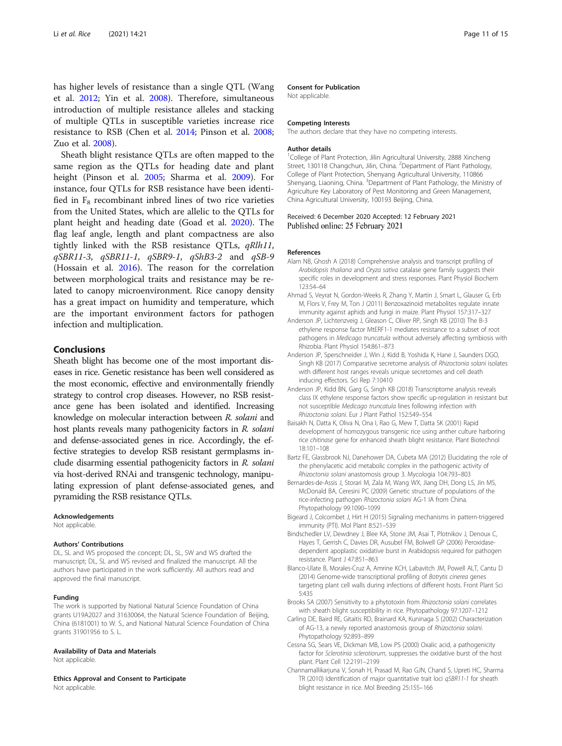has higher levels of resistance than a single QTL (Wang et al. 2012; Yin et al. 2008). Therefore, simultaneous introduction of multiple resistance alleles and stacking of multiple QTLs in susceptible varieties increase rice resistance to RSB (Chen et al. 2014; Pinson et al. 2008; Zuo et al. 2008).

Sheath blight resistance QTLs are often mapped to the same region as the QTLs for heading date and plant height (Pinson et al. 2005; Sharma et al. 2009). For instance, four QTLs for RSB resistance have been identified in $F_8$ recombinant inbred lines of two rice varieties from the United States, which are allelic to the QTLs for plant height and heading date (Goad et al. 2020). The flag leaf angle, length and plant compactness are also tightly linked with the RSB resistance QTLs, *qRlh11*, *qSBR11-3*, *qSBR11-1*, *qSBR9-1*, *qShB3-2* and *qSB-9* (Hossain et al. 2016). The reason for the correlation between morphological traits and resistance may be related to canopy microenvironment. Rice canopy density has a great impact on humidity and temperature, which are the important environment factors for pathogen infection and multiplication.

## Conclusions

Sheath blight has become one of the most important diseases in rice. Genetic resistance has been well considered as the most economic, effective and environmentally friendly strategy to control crop diseases. However, no RSB resistance gene has been isolated and identified. Increasing knowledge on molecular interaction between *R. solani* and host plants reveals many pathogenicity factors in *R. solani* and defense-associated genes in rice. Accordingly, the effective strategies to develop RSB resistant germplasms include disarming essential pathogenicity factors in *R. solani* via host-derived RNAi and transgenic technology, manipulating expression of plant defense-associated genes, and pyramiding the RSB resistance QTLs.

#### Acknowledgements
Not applicable.

#### Authors' Contributions
DL, SL and WS proposed the concept; DL, SL, SW and WS drafted the manuscript; DL, SL and WS revised and finalized the manuscript. All the authors have participated in the work sufficiently. All authors read and approved the final manuscript.

#### Funding
The work is supported by National Natural Science Foundation of China grants U19A2027 and 31630064, the Natural Science Foundation of Beijing, China (6181001) to W. S., and National Natural Science Foundation of China grants 31901956 to S. L.

#### Availability of Data and Materials
Not applicable.

#### Ethics Approval and Consent to Participate
Not applicable.

#### Consent for Publication
Not applicable.

#### Competing Interests
The authors declare that they have no competing interests.

#### Author details
[1]College of Plant Protection, Jilin Agricultural University, 2888 Xincheng Street, 130118 Changchun, Jilin, China. [2]Department of Plant Pathology, College of Plant Protection, Shenyang Agricultural University, 110866 Shenyang, Liaoning, China. [3]Department of Plant Pathology, the Ministry of Agriculture Key Laboratory of Pest Monitoring and Green Management, China Agricultural University, 100193 Beijing, China.

Received: 6 December 2020 Accepted: 12 February 2021
Published online: 25 February 2021

#### References

Alam NB, Ghosh A (2018) Comprehensive analysis and transcript profiling of *Arabidopsis thaliana* and *Oryza sativa* catalase gene family suggests their specific roles in development and stress responses. Plant Physiol Biochem 123:54–64

Ahmad S, Veyrat N, Gordon-Weeks R, Zhang Y, Martin J, Smart L, Glauser G, Erb M, Flors V, Frey M, Ton J (2011) Benzoxazinoid metabolites regulate innate immunity against aphids and fungi in maize. Plant Physiol 157:317–327

Anderson JP, Lichtenzveig J, Gleason C, Oliver RP, Singh KB (2010) The B-3 ethylene response factor MtERF1-1 mediates resistance to a subset of root pathogens in *Medicago truncatula* without adversely affecting symbiosis with Rhizobia. Plant Physiol 154:861–873

Anderson JP, Sperschneider J, Win J, Kidd B, Yoshida K, Hane J, Saunders DGO, Singh KB (2017) Comparative secretome analysis of *Rhizoctonia solani* isolates with different host ranges reveals unique secretomes and cell death inducing effectors. Sci Rep 7:10410

Anderson JP, Kidd BN, Garg G, Singh KB (2018) Transcriptome analysis reveals class IX ethylene response factors show specific up-regulation in resistant but not susceptible *Medicago truncatula* lines following infection with *Rhizoctonia solani*. Eur J Plant Pathol 152:549–554

Baisakh N, Datta K, Oliva N, Ona I, Rao G, Mew T, Datta SK (2001) Rapid development of homozygous transgenic rice using anther culture harboring rice *chitinase* gene for enhanced sheath blight resistance. Plant Biotechnol 18:101–108

Bartz FE, Glassbrook NJ, Danehower DA, Cubeta MA (2012) Elucidating the role of the phenylacetic acid metabolic complex in the pathogenic activity of *Rhizoctonia solani* anastomosis group 3. Mycologia 104:793–803

Bernardes-de-Assis J, Storari M, Zala M, Wang WX, Jiang DH, Dong LS, Jin MS, McDonald BA, Ceresini PC (2009) Genetic structure of populations of the rice-infecting pathogen *Rhizoctonia solani* AG-1 IA from China. Phytopathology 99:1090–1099

Bigeard J, Colcombet J, Hirt H (2015) Signaling mechanisms in pattern-triggered immunity (PTI). Mol Plant 8:521–539

Bindschedler LV, Dewdney J, Blee KA, Stone JM, Asai T, Plotnikov J, Denoux C, Hayes T, Gerrish C, Davies DR, Ausubel FM, Bolwell GP (2006) Peroxidase-dependent apoplastic oxidative burst in Arabidopsis required for pathogen resistance. Plant J 47:851–863

Blanco-Ulate B, Morales-Cruz A, Amrine KCH, Labavitch JM, Powell ALT, Cantu D (2014) Genome-wide transcriptional profiling of *Botrytis cinerea* genes targeting plant cell walls during infections of different hosts. Front Plant Sci 5:435

Brooks SA (2007) Sensitivity to a phytotoxin from *Rhizoctonia solani* correlates with sheath blight susceptibility in rice. Phytopathology 97:1207–1212

Carling DE, Baird RE, Gitaitis RD, Brainard KA, Kuninaga S (2002) Characterization of AG-13, a newly reported anastomosis group of *Rhizoctonia solani*. Phytopathology 92:893–899

Cessna SG, Sears VE, Dickman MB, Low PS (2000) Oxalic acid, a pathogenicity factor for *Sclerotinia sclerotiorum*, suppresses the oxidative burst of the host plant. Plant Cell 12:2191–2199

Channamallikarjuna V, Sonah H, Prasad M, Rao GJN, Chand S, Upreti HC, Sharma TR (2010) Identification of major quantitative trait loci *qSBR11-1* for sheath blight resistance in rice. Mol Breeding 25:155–166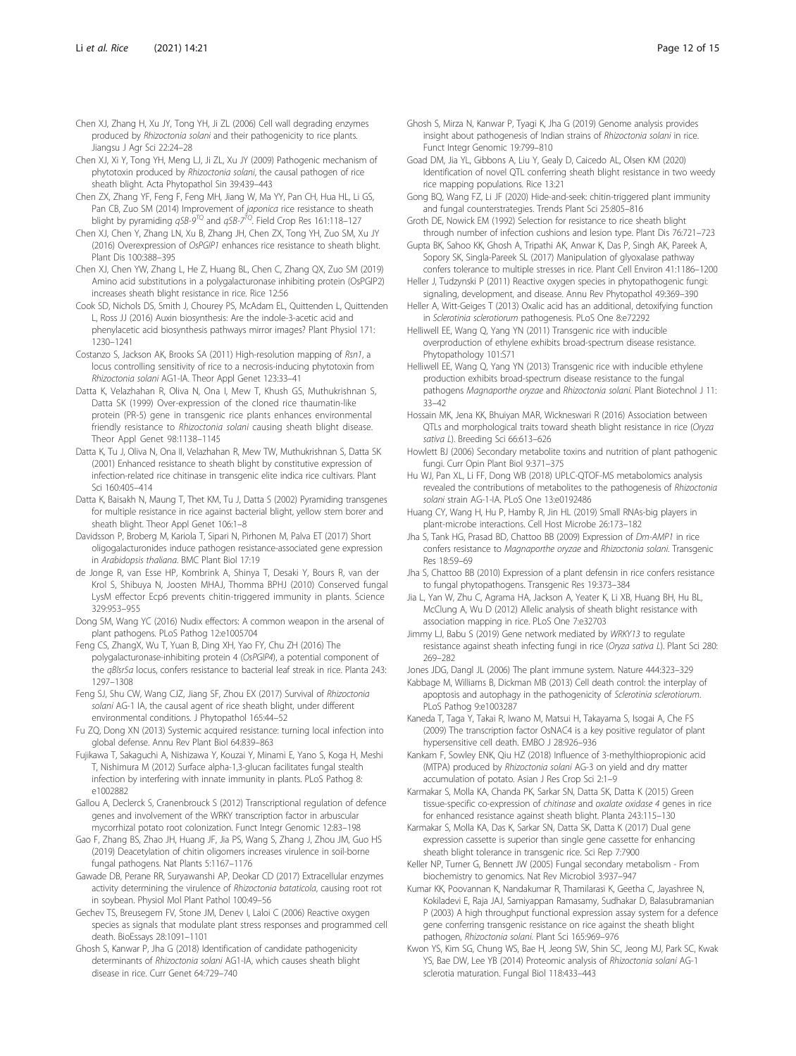Chen XJ, Zhang H, Xu JY, Tong YH, Ji ZL (2006) Cell wall degrading enzymes produced by *Rhizoctonia solani* and their pathogenicity to rice plants. Jiangsu J Agr Sci 22:24–28

Chen XJ, Xi Y, Tong YH, Meng LJ, Ji ZL, Xu JY (2009) Pathogenic mechanism of phytotoxin produced by *Rhizoctonia solani*, the causal pathogen of rice sheath blight. Acta Phytopathol Sin 39:439–443

Chen ZX, Zhang YF, Feng F, Feng MH, Jiang W, Ma YY, Pan CH, Hua HL, Li GS, Pan CB, Zuo SM (2014) Improvement of *japonica* rice resistance to sheath blight by pyramiding *qSB-9*$^{TQ}$ and *qSB-7*$^{TQ}$. Field Crop Res 161:118–127

Chen XJ, Chen Y, Zhang LN, Xu B, Zhang JH, Chen ZX, Tong YH, Zuo SM, Xu JY (2016) Overexpression of *OsPGIP1* enhances rice resistance to sheath blight. Plant Dis 100:388–395

Chen XJ, Chen YW, Zhang L, He Z, Huang BL, Chen C, Zhang QX, Zuo SM (2019) Amino acid substitutions in a polygalacturonase inhibiting protein (OsPGIP2) increases sheath blight resistance in rice. Rice 12:56

Cook SD, Nichols DS, Smith J, Chourey PS, McAdam EL, Quittenden L, Quittenden L, Ross JJ (2016) Auxin biosynthesis: Are the indole-3-acetic acid and phenylacetic acid biosynthesis pathways mirror images? Plant Physiol 171: 1230–1241

Costanzo S, Jackson AK, Brooks SA (2011) High-resolution mapping of *Rsn1*, a locus controlling sensitivity of rice to a necrosis-inducing phytotoxin from *Rhizoctonia solani* AG1-IA. Theor Appl Genet 123:33–41

Datta K, Velazhahan R, Oliva N, Ona I, Mew T, Khush GS, Muthukrishnan S, Datta SK (1999) Over-expression of the cloned rice thaumatin-like protein (PR-5) gene in transgenic rice plants enhances environmental friendly resistance to *Rhizoctonia solani* causing sheath blight disease. Theor Appl Genet 98:1138–1145

Datta K, Tu J, Oliva N, Ona II, Velazhahan R, Mew TW, Muthukrishnan S, Datta SK (2001) Enhanced resistance to sheath blight by constitutive expression of infection-related rice chitinase in transgenic elite indica rice cultivars. Plant Sci 160:405–414

Datta K, Baisakh N, Maung T, Thet KM, Tu J, Datta S (2002) Pyramiding transgenes for multiple resistance in rice against bacterial blight, yellow stem borer and sheath blight. Theor Appl Genet 106:1–8

Davidsson P, Broberg M, Kariola T, Sipari N, Pirhonen M, Palva ET (2017) Short oligogalacturonides induce pathogen resistance-associated gene expression in *Arabidopsis thaliana*. BMC Plant Biol 17:19

de Jonge R, van Esse HP, Kombrink A, Shinya T, Desaki Y, Bours R, van der Krol S, Shibuya N, Joosten MHAJ, Thomma BPHJ (2010) Conserved fungal LysM effector Ecp6 prevents chitin-triggered immunity in plants. Science 329:953–955

Dong SM, Wang YC (2016) Nudix effectors: A common weapon in the arsenal of plant pathogens. PLoS Pathog 12:e1005704

Feng CS, ZhangX, Wu T, Yuan B, Ding XH, Yao FY, Chu ZH (2016) The polygalacturonase-inhibiting protein 4 (*OsPGIP4*), a potential component of the *qBlsr5a* locus, confers resistance to bacterial leaf streak in rice. Planta 243: 1297–1308

Feng SJ, Shu CW, Wang CJZ, Jiang SF, Zhou EX (2017) Survival of *Rhizoctonia solani* AG-1 IA, the causal agent of rice sheath blight, under different environmental conditions. J Phytopathol 165:44–52

Fu ZQ, Dong XN (2013) Systemic acquired resistance: turning local infection into global defense. Annu Rev Plant Biol 64:839–863

Fujikawa T, Sakaguchi A, Nishizawa Y, Kouzai Y, Minami E, Yano S, Koga H, Meshi T, Nishimura M (2012) Surface alpha-1,3-glucan facilitates fungal stealth infection by interfering with innate immunity in plants. PLoS Pathog 8: e1002882

Gallou A, Declerck S, Cranenbrouck S (2012) Transcriptional regulation of defence genes and involvement of the WRKY transcription factor in arbuscular mycorrhizal potato root colonization. Funct Integr Genomic 12:83–198

Gao F, Zhang BS, Zhao JH, Huang JF, Jia PS, Wang S, Zhang J, Zhou JM, Guo HS (2019) Deacetylation of chitin oligomers increases virulence in soil-borne fungal pathogens. Nat Plants 5:1167–1176

Gawade DB, Perane RR, Suryawanshi AP, Deokar CD (2017) Extracellular enzymes activity determining the virulence of *Rhizoctonia bataticola*, causing root rot in soybean. Physiol Mol Plant Pathol 100:49–56

Gechev TS, Breusegem FV, Stone JM, Denev I, Laloi C (2006) Reactive oxygen species as signals that modulate plant stress responses and programmed cell death. BioEssays 28:1091–1101

Ghosh S, Kanwar P, Jha G (2018) Identification of candidate pathogenicity determinants of *Rhizoctonia solani* AG1-IA, which causes sheath blight disease in rice. Curr Genet 64:729–740

Ghosh S, Mirza N, Kanwar P, Tyagi K, Jha G (2019) Genome analysis provides insight about pathogenesis of Indian strains of *Rhizoctonia solani* in rice. Funct Integr Genomic 19:799–810

Goad DM, Jia YL, Gibbons A, Liu Y, Gealy D, Caicedo AL, Olsen KM (2020) Identification of novel QTL conferring sheath blight resistance in two weedy rice mapping populations. Rice 13:21

Gong BQ, Wang FZ, Li JF (2020) Hide-and-seek: chitin-triggered plant immunity and fungal counterstrategies. Trends Plant Sci 25:805–816

Groth DE, Nowick EM (1992) Selection for resistance to rice sheath blight through number of infection cushions and lesion type. Plant Dis 76:721–723

Gupta BK, Sahoo KK, Ghosh A, Tripathi AK, Anwar K, Das P, Singh AK, Pareek A, Sopory SK, Singla-Pareek SL (2017) Manipulation of glyoxalase pathway confers tolerance to multiple stresses in rice. Plant Cell Environ 41:1186–1200

Heller J, Tudzynski P (2011) Reactive oxygen species in phytopathogenic fungi: signaling, development, and disease. Annu Rev Phytopathol 49:369–390

Heller A, Witt-Geiges T (2013) Oxalic acid has an additional, detoxifying function in *Sclerotinia sclerotiorum* pathogenesis. PLoS One 8:e72292

Helliwell EE, Wang Q, Yang YN (2011) Transgenic rice with inducible overproduction of ethylene exhibits broad-spectrum disease resistance. Phytopathology 101:S71

Helliwell EE, Wang Q, Yang YN (2013) Transgenic rice with inducible ethylene production exhibits broad-spectrum disease resistance to the fungal pathogens *Magnaporthe oryzae* and *Rhizoctonia solani*. Plant Biotechnol J 11: 33–42

Hossain MK, Jena KK, Bhuiyan MAR, Wickneswari R (2016) Association between QTLs and morphological traits toward sheath blight resistance in rice (*Oryza sativa L*). Breeding Sci 66:613–626

Howlett BJ (2006) Secondary metabolite toxins and nutrition of plant pathogenic fungi. Curr Opin Plant Biol 9:371–375

Hu WJ, Pan XL, Li FF, Dong WB (2018) UPLC-QTOF-MS metabolomics analysis revealed the contributions of metabolites to the pathogenesis of *Rhizoctonia solani* strain AG-1-IA. PLoS One 13:e0192486

Huang CY, Wang H, Hu P, Hamby R, Jin HL (2019) Small RNAs-big players in plant-microbe interactions. Cell Host Microbe 26:173–182

Jha S, Tank HG, Prasad BD, Chattoo BB (2009) Expression of *Dm-AMP1* in rice confers resistance to *Magnaporthe oryzae* and *Rhizoctonia solani*. Transgenic Res 18:59–69

Jha S, Chattoo BB (2010) Expression of a plant defensin in rice confers resistance to fungal phytopathogens. Transgenic Res 19:373–384

Jia L, Yan W, Zhu C, Agrama HA, Jackson A, Yeater K, Li XB, Huang BH, Hu BL, McClung A, Wu D (2012) Allelic analysis of sheath blight resistance with association mapping in rice. PLoS One 7:e32703

Jimmy LJ, Babu S (2019) Gene network mediated by *WRKY13* to regulate resistance against sheath infecting fungi in rice (*Oryza sativa L*). Plant Sci 280: 269–282

Jones JDG, Dangl JL (2006) The plant immune system. Nature 444:323–329

Kabbage M, Williams B, Dickman MB (2013) Cell death control: the interplay of apoptosis and autophagy in the pathogenicity of *Sclerotinia sclerotiorum*. PLoS Pathog 9:e1003287

Kaneda T, Taga Y, Takai R, Iwano M, Matsui H, Takayama S, Isogai A, Che FS (2009) The transcription factor OsNAC4 is a key positive regulator of plant hypersensitive cell death. EMBO J 28:926–936

Kankam F, Sowley ENK, Qiu HZ (2018) Influence of 3-methylthiopropionic acid (MTPA) produced by *Rhizoctonia solani* AG-3 on yield and dry matter accumulation of potato. Asian J Res Crop Sci 2:1–9

Karmakar S, Molla KA, Chanda PK, Sarkar SN, Datta SK, Datta K (2015) Green tissue-specific co-expression of *chitinase* and *oxalate oxidase 4* genes in rice for enhanced resistance against sheath blight. Planta 243:115–130

Karmakar S, Molla KA, Das K, Sarkar SN, Datta SK, Datta K (2017) Dual gene expression cassette is superior than single gene cassette for enhancing sheath blight tolerance in transgenic rice. Sci Rep 7:7900

Keller NP, Turner G, Bennett JW (2005) Fungal secondary metabolism - From biochemistry to genomics. Nat Rev Microbiol 3:937–947

Kumar KK, Poovannan K, Nandakumar R, Thamilarasi K, Geetha C, Jayashree N, Kokiladevi E, Raja JAJ, Samiyappan Ramasamy, Sudhakar D, Balasubramanian P (2003) A high throughput functional expression assay system for a defence gene conferring transgenic resistance on rice against the sheath blight pathogen, *Rhizoctonia solani*. Plant Sci 165:969–976

Kwon YS, Kim SG, Chung WS, Bae H, Jeong SW, Shin SC, Jeong MJ, Park SC, Kwak YS, Bae DW, Lee YB (2014) Proteomic analysis of *Rhizoctonia solani* AG-1 sclerotia maturation. Fungal Biol 118:433–443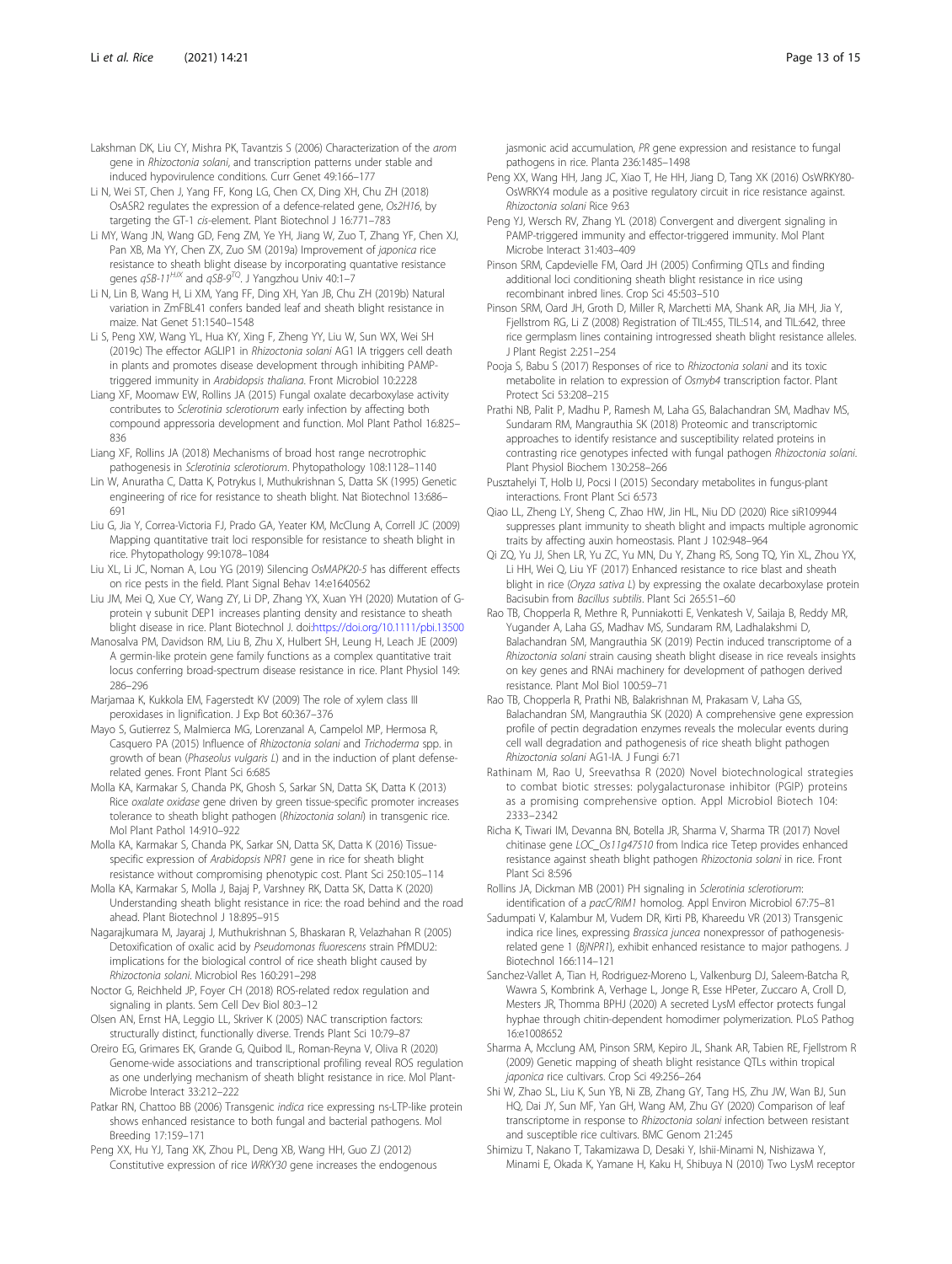Lakshman DK, Liu CY, Mishra PK, Tavantzis S (2006) Characterization of the *arom* gene in *Rhizoctonia solani*, and transcription patterns under stable and induced hypovirulence conditions. Curr Genet 49:166–177

Li N, Wei ST, Chen J, Yang FF, Kong LG, Chen CX, Ding XH, Chu ZH (2018) OsASR2 regulates the expression of a defence-related gene, *Os2H16*, by targeting the GT-1 *cis*-element. Plant Biotechnol J 16:771–783

Li MY, Wang JN, Wang GD, Feng ZM, Ye YH, Jiang W, Zuo T, Zhang YF, Chen XJ, Pan XB, Ma YY, Chen ZX, Zuo SM (2019a) Improvement of *japonica* rice resistance to sheath blight disease by incorporating quantative resistance genes *qSB-11*$^{HJX}$ and *qSB-9*$^{TQ}$. J Yangzhou Univ 40:1–7

Li N, Lin B, Wang H, Li XM, Yang FF, Ding XH, Yan JB, Chu ZH (2019b) Natural variation in ZmFBL41 confers banded leaf and sheath blight resistance in maize. Nat Genet 51:1540–1548

Li S, Peng XW, Wang YL, Hua KY, Xing F, Zheng YY, Liu W, Sun WX, Wei SH (2019c) The effector AGLIP1 in *Rhizoctonia solani* AG1 IA triggers cell death in plants and promotes disease development through inhibiting PAMP-triggered immunity in *Arabidopsis thaliana*. Front Microbiol 10:2228

Liang XF, Moomaw EW, Rollins JA (2015) Fungal oxalate decarboxylase activity contributes to *Sclerotinia sclerotiorum* early infection by affecting both compound appressoria development and function. Mol Plant Pathol 16:825–836

Liang XF, Rollins JA (2018) Mechanisms of broad host range necrotrophic pathogenesis in *Sclerotinia sclerotiorum*. Phytopathology 108:1128–1140

Lin W, Anuratha C, Datta K, Potrykus I, Muthukrishnan S, Datta SK (1995) Genetic engineering of rice for resistance to sheath blight. Nat Biotechnol 13:686–691

Liu G, Jia Y, Correa-Victoria FJ, Prado GA, Yeater KM, McClung A, Correll JC (2009) Mapping quantitative trait loci responsible for resistance to sheath blight in rice. Phytopathology 99:1078–1084

Liu XL, Li JC, Noman A, Lou YG (2019) Silencing *OsMAPK20-5* has different effects on rice pests in the field. Plant Signal Behav 14:e1640562

Liu JM, Mei Q, Xue CY, Wang ZY, Li DP, Zhang YX, Xuan YH (2020) Mutation of G-protein γ subunit DEP1 increases planting density and resistance to sheath blight disease in rice. Plant Biotechnol J. doi:https://doi.org/10.1111/pbi.13500

Manosalva PM, Davidson RM, Liu B, Zhu X, Hulbert SH, Leung H, Leach JE (2009) A germin-like protein gene family functions as a complex quantitative trait locus conferring broad-spectrum disease resistance in rice. Plant Physiol 149:286–296

Marjamaa K, Kukkola EM, Fagerstedt KV (2009) The role of xylem class III peroxidases in lignification. J Exp Bot 60:367–376

Mayo S, Gutierrez S, Malmierca MG, Lorenzanal A, Campelop MP, Hermosa R, Casquero PA (2015) Influence of *Rhizoctonia solani* and *Trichoderma* spp. in growth of bean (*Phaseolus vulgaris L*) and in the induction of plant defense-related genes. Front Plant Sci 6:685

Molla KA, Karmakar S, Chanda PK, Ghosh S, Sarkar SN, Datta SK, Datta K (2013) Rice *oxalate oxidase* gene driven by green tissue-specific promoter increases tolerance to sheath blight pathogen (*Rhizoctonia solani*) in transgenic rice. Mol Plant Pathol 14:910–922

Molla KA, Karmakar S, Chanda PK, Sarkar SN, Datta SK, Datta K (2016) Tissue-specific expression of *Arabidopsis NPR1* gene in rice for sheath blight resistance without compromising phenotypic cost. Plant Sci 250:105–114

Molla KA, Karmakar S, Molla J, Bajaj P, Varshney RK, Datta SK, Datta K (2020) Understanding sheath blight resistance in rice: the road behind and the road ahead. Plant Biotechnol J 18:895–915

Nagarajkumara M, Jayaraj J, Muthukrishnan S, Bhaskaran R, Velazhahan R (2005) Detoxification of oxalic acid by *Pseudomonas fluorescens* strain PfMDU2: implications for the biological control of rice sheath blight caused by *Rhizoctonia solani*. Microbiol Res 160:291–298

Noctor G, Reichheld JP, Foyer CH (2018) ROS-related redox regulation and signaling in plants. Sem Cell Dev Biol 80:3–12

Olsen AN, Ernst HA, Leggio LL, Skriver K (2005) NAC transcription factors: structurally distinct, functionally diverse. Trends Plant Sci 10:79–87

Oreiro EG, Grimares EK, Grande G, Quibod IL, Roman-Reyna V, Oliva R (2020) Genome-wide associations and transcriptional profiling reveal ROS regulation as one underlying mechanism of sheath blight resistance in rice. Mol Plant-Microbe Interact 33:212–222

Patkar RN, Chattoo BB (2006) Transgenic *indica* rice expressing ns-LTP-like protein shows enhanced resistance to both fungal and bacterial pathogens. Mol Breeding 17:159–171

Peng XX, Hu YJ, Tang XK, Zhou PL, Deng XB, Wang HH, Guo ZJ (2012) Constitutive expression of rice *WRKY30* gene increases the endogenous jasmonic acid accumulation, *PR* gene expression and resistance to fungal pathogens in rice. Planta 236:1485–1498

Peng XX, Wang HH, Jang JC, Xiao T, He HH, Jiang D, Tang XK (2016) OsWRKY80-OsWRKY4 module as a positive regulatory circuit in rice resistance against. *Rhizoctonia solani* Rice 9:63

Peng YJ, Wersch RV, Zhang YL (2018) Convergent and divergent signaling in PAMP-triggered immunity and effector-triggered immunity. Mol Plant Microbe Interact 31:403–409

Pinson SRM, Capdevielle FM, Oard JH (2005) Confirming QTLs and finding additional loci conditioning sheath blight resistance in rice using recombinant inbred lines. Crop Sci 45:503–510

Pinson SRM, Oard JH, Groth D, Miller R, Marchetti MA, Shank AR, Jia MH, Jia Y, Fjellstrom RG, Li Z (2008) Registration of TIL:455, TIL:514, and TIL:642, three rice germplasm lines containing introgressed sheath blight resistance alleles. J Plant Regist 2:251–254

Pooja S, Babu S (2017) Responses of rice to *Rhizoctonia solani* and its toxic metabolite in relation to expression of *Osmyb4* transcription factor. Plant Protect Sci 53:208–215

Prathi NB, Palit P, Madhu P, Ramesh M, Laha GS, Balachandran SM, Madhav MS, Sundaram RM, Mangrauthia SK (2018) Proteomic and transcriptomic approaches to identify resistance and susceptibility related proteins in contrasting rice genotypes infected with fungal pathogen *Rhizoctonia solani*. Plant Physiol Biochem 130:258–266

Pusztahelyi T, Holb IJ, Pocsi I (2015) Secondary metabolites in fungus-plant interactions. Front Plant Sci 6:573

Qiao LL, Zheng LY, Sheng C, Zhao HW, Jin HL, Niu DD (2020) Rice siR109944 suppresses plant immunity to sheath blight and impacts multiple agronomic traits by affecting auxin homeostasis. Plant J 102:948–964

Qi ZQ, Yu JJ, Shen LR, Yu ZC, Yu MN, Du Y, Zhang RS, Song TQ, Yin XL, Zhou YX, Li HH, Wei Q, Liu YF (2017) Enhanced resistance to rice blast and sheath blight in rice (*Oryza sativa L*) by expressing the oxalate decarboxylase protein Bacisubin from *Bacillus subtilis*. Plant Sci 265:51–60

Rao TB, Chopperla R, Methre R, Punniakotti E, Venkatesh V, Sailaja B, Reddy MR, Yugander A, Laha GS, Madhav MS, Sundaram RM, Ladhalakshmi D, Balachandran SM, Mangrauthia SK (2019) Pectin induced transcriptome of a *Rhizoctonia solani* strain causing sheath blight disease in rice reveals insights on key genes and RNAi machinery for development of pathogen derived resistance. Plant Mol Biol 100:59–71

Rao TB, Chopperla R, Prathi NB, Balakrishnan M, Prakasam V, Laha GS, Balachandran SM, Mangrauthia SK (2020) A comprehensive gene expression profile of pectin degradation enzymes reveals the molecular events during cell wall degradation and pathogenesis of rice sheath blight pathogen *Rhizoctonia solani* AG1-IA. J Fungi 6:71

Rathinam M, Rao U, Sreevathsa R (2020) Novel biotechnological strategies to combat biotic stresses: polygalacturonase inhibitor (PGIP) proteins as a promising comprehensive option. Appl Microbiol Biotech 104:2333–2342

Richa K, Tiwari IM, Devanna BN, Botella JR, Sharma V, Sharma TR (2017) Novel chitinase gene *LOC_Os11g47510* from Indica rice Tetep provides enhanced resistance against sheath blight pathogen *Rhizoctonia solani* in rice. Front Plant Sci 8:596

Rollins JA, Dickman MB (2001) PH signaling in *Sclerotinia sclerotiorum*: identification of a *pacC/RIM1* homolog. Appl Environ Microbiol 67:75–81

Sadumpati V, Kalambur M, Vudem DR, Kirti PB, Khareedu VR (2013) Transgenic indica rice lines, expressing *Brassica juncea* nonexpressor of pathogenesis-related gene 1 (*BjNPR1*), exhibit enhanced resistance to major pathogens. J Biotechnol 166:114–121

Sanchez-Vallet A, Tian H, Rodriguez-Moreno L, Valkenburg DJ, Saleem-Batcha R, Wawra S, Kombrink A, Verhage L, Jonge R, Esse HPeter, Zuccaro A, Croll D, Mesters JR, Thomma BPHJ (2020) A secreted LysM effector protects fungal hyphae through chitin-dependent homodimer polymerization. PLoS Pathog 16:e1008652

Sharma A, Mcclung AM, Pinson SRM, Kepiro JL, Shank AR, Tabien RE, Fjellstrom R (2009) Genetic mapping of sheath blight resistance QTLs within tropical *japonica* rice cultivars. Crop Sci 49:256–264

Shi W, Zhao SL, Liu K, Sun YB, Ni ZB, Zhang GY, Tang HS, Zhu JW, Wan BJ, Sun HQ, Dai JY, Sun MF, Yan GH, Wang AM, Zhu GY (2020) Comparison of leaf transcriptome in response to *Rhizoctonia solani* infection between resistant and susceptible rice cultivars. BMC Genom 21:245

Shimizu T, Nakano T, Takamizawa D, Desaki Y, Ishii-Minami N, Nishizawa Y, Minami E, Okada K, Yamane H, Kaku H, Shibuya N (2010) Two LysM receptor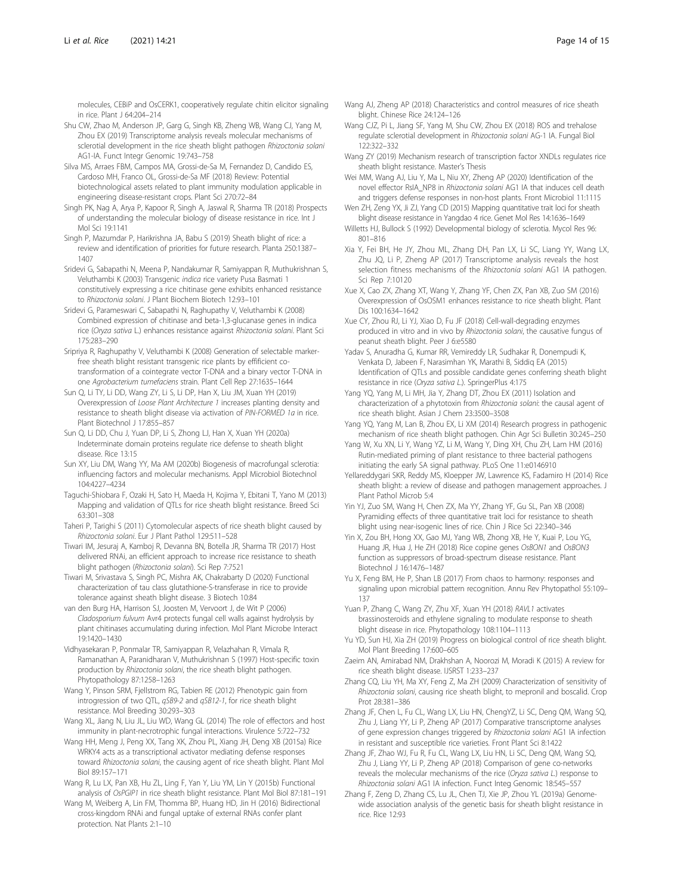molecules, CEBiP and OsCERK1, cooperatively regulate chitin elicitor signaling in rice. Plant J 64:204–214

Shu CW, Zhao M, Anderson JP, Garg G, Singh KB, Zheng WB, Wang CJ, Yang M, Zhou EX (2019) Transcriptome analysis reveals molecular mechanisms of sclerotial development in the rice sheath blight pathogen *Rhizoctonia solani* AG1-IA. Funct Integr Genomic 19:743–758

Silva MS, Arraes FBM, Campos MA, Grossi-de-Sa M, Fernandez D, Candido ES, Cardoso MH, Franco OL, Grossi-de-Sa MF (2018) Review: Potential biotechnological assets related to plant immunity modulation applicable in engineering disease-resistant crops. Plant Sci 270:72–84

Singh PK, Nag A, Arya P, Kapoor R, Singh A, Jaswal R, Sharma TR (2018) Prospects of understanding the molecular biology of disease resistance in rice. Int J Mol Sci 19:1141

Singh P, Mazumdar P, Harikrishna JA, Babu S (2019) Sheath blight of rice: a review and identification of priorities for future research. Planta 250:1387–1407

Sridevi G, Sabapathi N, Meena P, Nandakumar R, Samiyappan R, Muthukrishnan S, Veluthambi K (2003) Transgenic *indica* rice variety Pusa Basmati 1 constitutively expressing a rice chitinase gene exhibits enhanced resistance to *Rhizoctonia solani*. J Plant Biochem Biotech 12:93–101

Sridevi G, Parameswari C, Sabapathi N, Raghupathy V, Veluthambi K (2008) Combined expression of chitinase and beta-1,3-glucanase genes in indica rice (*Oryza sativa* L.) enhances resistance against *Rhizoctonia solani*. Plant Sci 175:283–290

Sripriya R, Raghupathy V, Veluthambi K (2008) Generation of selectable marker-free sheath blight resistant transgenic rice plants by efficient co-transformation of a cointegrate vector T-DNA and a binary vector T-DNA in one *Agrobacterium tumefaciens* strain. Plant Cell Rep 27:1635–1644

Sun Q, Li TY, Li DD, Wang ZY, Li S, Li DP, Han X, Liu JM, Xuan YH (2019) Overexpression of *Loose Plant Architecture 1* increases planting density and resistance to sheath blight disease via activation of *PIN-FORMED 1a* in rice. Plant Biotechnol J 17:855–857

Sun Q, Li DD, Chu J, Yuan DP, Li S, Zhong LJ, Han X, Xuan YH (2020a) Indeterminate domain proteins regulate rice defense to sheath blight disease. Rice 13:15

Sun XY, Liu DM, Wang YY, Ma AM (2020b) Biogenesis of macrofungal sclerotia: influencing factors and molecular mechanisms. Appl Microbiol Biotechnol 104:4227–4234

Taguchi-Shiobara F, Ozaki H, Sato H, Maeda H, Kojima Y, Ebitani T, Yano M (2013) Mapping and validation of QTLs for rice sheath blight resistance. Breed Sci 63:301–308

Taheri P, Tarighi S (2011) Cytomolecular aspects of rice sheath blight caused by *Rhizoctonia solani*. Eur J Plant Pathol 129:511–528

Tiwari IM, Jesuraj A, Kamboj R, Devanna BN, Botella JR, Sharma TR (2017) Host delivered RNAi, an efficient approach to increase rice resistance to sheath blight pathogen (*Rhizoctonia solani*). Sci Rep 7:7521

Tiwari M, Srivastava S, Singh PC, Mishra AK, Chakrabarty D (2020) Functional characterization of tau class glutathione-S-transferase in rice to provide tolerance against sheath blight disease. 3 Biotech 10:84

van den Burg HA, Harrison SJ, Joosten M, Vervoort J, de Wit P (2006) *Cladosporium fulvum* Avr4 protects fungal cell walls against hydrolysis by plant chitinases accumulating during infection. Mol Plant Microbe Interact 19:1420–1430

Vidhyasekaran P, Ponmalar TR, Samiyappan R, Velazhahan R, Vimala R, Ramanathan A, Paranidharan V, Muthukrishnan S (1997) Host-specific toxin production by *Rhizoctonia solani*, the rice sheath blight pathogen. Phytopathology 87:1258–1263

Wang Y, Pinson SRM, Fjellstrom RG, Tabien RE (2012) Phenotypic gain from introgression of two QTL, *qSB9-2* and *qSB12-1*, for rice sheath blight resistance. Mol Breeding 30:293–303

Wang XL, Jiang N, Liu JL, Liu WD, Wang GL (2014) The role of effectors and host immunity in plant-necrotrophic fungal interactions. Virulence 5:722–732

Wang HH, Meng J, Peng XX, Tang XK, Zhou PL, Xiang JH, Deng XB (2015a) Rice WRKY4 acts as a transcriptional activator mediating defense responses toward *Rhizoctonia solani*, the causing agent of rice sheath blight. Plant Mol Biol 89:157–171

Wang R, Lu LX, Pan XB, Hu ZL, Ling F, Yan Y, Liu YM, Lin Y (2015b) Functional analysis of *OsPGIP1* in rice sheath blight resistance. Plant Mol Biol 87:181–191

Wang M, Weiberg A, Lin FM, Thomma BP, Huang HD, Jin H (2016) Bidirectional cross-kingdom RNAi and fungal uptake of external RNAs confer plant protection. Nat Plants 2:1–10

Wang AJ, Zheng AP (2018) Characteristics and control measures of rice sheath blight. Chinese Rice 24:124–126

Wang CJZ, Pi L, Jiang SF, Yang M, Shu CW, Zhou EX (2018) ROS and trehalose regulate sclerotial development in *Rhizoctonia solani* AG-1 IA. Fungal Biol 122:322–332

Wang ZY (2019) Mechanism research of transcription factor XNDLs regulates rice sheath blight resistance. Master's Thesis

Wei MM, Wang AJ, Liu Y, Ma L, Niu XY, Zheng AP (2020) Identification of the novel effector RsIA_NP8 in *Rhizoctonia solani* AG1 IA that induces cell death and triggers defense responses in non-host plants. Front Microbiol 11:1115

Wen ZH, Zeng YX, Ji ZJ, Yang CD (2015) Mapping quantitative trait loci for sheath blight disease resistance in Yangdao 4 rice. Genet Mol Res 14:1636–1649

Willetts HJ, Bullock S (1992) Developmental biology of sclerotia. Mycol Res 96: 801–816

Xia Y, Fei BH, He JY, Zhou ML, Zhang DH, Pan LX, Li SC, Liang YY, Wang LX, Zhu JQ, Li P, Zheng AP (2017) Transcriptome analysis reveals the host selection fitness mechanisms of the *Rhizoctonia solani* AG1 IA pathogen. Sci Rep 7:10120

Xue X, Cao ZX, Zhang XT, Wang Y, Zhang YF, Chen ZX, Pan XB, Zuo SM (2016) Overexpression of OsOSM1 enhances resistance to rice sheath blight. Plant Dis 100:1634–1642

Xue CY, Zhou RJ, Li YJ, Xiao D, Fu JF (2018) Cell-wall-degrading enzymes produced in vitro and in vivo by *Rhizoctonia solani*, the causative fungus of peanut sheath blight. Peer J 6:e5580

Yadav S, Anuradha G, Kumar RR, Vemireddy LR, Sudhakar R, Donempudi K, Venkata D, Jabeen F, Narasimhan YK, Marathi B, Siddiq EA (2015) Identification of QTLs and possible candidate genes conferring sheath blight resistance in rice (*Oryza sativa L.*). SpringerPlus 4:175

Yang YQ, Yang M, Li MH, Jia Y, Zhang DT, Zhou EX (2011) Isolation and characterization of a phytotoxin from *Rhizoctonia solani*: the causal agent of rice sheath blight. Asian J Chem 23:3500–3508

Yang YQ, Yang M, Lan B, Zhou EX, Li XM (2014) Research progress in pathogenic mechanism of rice sheath blight pathogen. Chin Agr Sci Bulletin 30:245–250

Yang W, Xu XN, Li Y, Wang YZ, Li M, Wang Y, Ding XH, Chu ZH, Lam HM (2016) Rutin-mediated priming of plant resistance to three bacterial pathogens initiating the early SA signal pathway. PLoS One 11:e0146910

Yellareddygari SKR, Reddy MS, Kloepper JW, Lawrence KS, Fadamiro H (2014) Rice sheath blight: a review of disease and pathogen management approaches. J Plant Pathol Microb 5:4

Yin YJ, Zuo SM, Wang H, Chen ZX, Ma YY, Zhang YF, Gu SL, Pan XB (2008) Pyramiding effects of three quantitative trait loci for resistance to sheath blight using near-isogenic lines of rice. Chin J Rice Sci 22:340–346

Yin X, Zou BH, Hong XX, Gao MJ, Yang WB, Zhong XB, He Y, Kuai P, Lou YG, Huang JR, Hua J, He ZH (2018) Rice copine genes *OsBON1* and *OsBON3* function as suppressors of broad-spectrum disease resistance. Plant Biotechnol J 16:1476–1487

Yu X, Feng BM, He P, Shan LB (2017) From chaos to harmony: responses and signaling upon microbial pattern recognition. Annu Rev Phytopathol 55:109–137

Yuan P, Zhang C, Wang ZY, Zhu XF, Xuan YH (2018) *RAVL1* activates brassinosteroids and ethylene signaling to modulate response to sheath blight disease in rice. Phytopathology 108:1104–1113

Yu YD, Sun HJ, Xia ZH (2019) Progress on biological control of rice sheath blight. Mol Plant Breeding 17:600–605

Zaeim AN, Amirabad NM, Drakhshan A, Noorozi M, Moradi K (2015) A review for rice sheath blight disease. IJSRST 1:233–237

Zhang CQ, Liu YH, Ma XY, Feng Z, Ma ZH (2009) Characterization of sensitivity of *Rhizoctonia solani*, causing rice sheath blight, to mepronil and boscalid. Crop Prot 28:381–386

Zhang JF, Chen L, Fu CL, Wang LX, Liu HN, ChengYZ, Li SC, Deng QM, Wang SQ, Zhu J, Liang YY, Li P, Zheng AP (2017) Comparative transcriptome analyses of gene expression changes triggered by *Rhizoctonia solani* AG1 IA infection in resistant and susceptible rice varieties. Front Plant Sci 8:1422

Zhang JF, Zhao WJ, Fu R, Fu CL, Wang LX, Liu HN, Li SC, Deng QM, Wang SQ, Zhu J, Liang YY, Li P, Zheng AP (2018) Comparison of gene co-networks reveals the molecular mechanisms of the rice (*Oryza sativa L.*) response to *Rhizoctonia solani* AG1 IA infection. Funct Integ Genomic 18:545–557

Zhang F, Zeng D, Zhang CS, Lu JL, Chen TJ, Xie JP, Zhou YL (2019a) Genome-wide association analysis of the genetic basis for sheath blight resistance in rice. Rice 12:93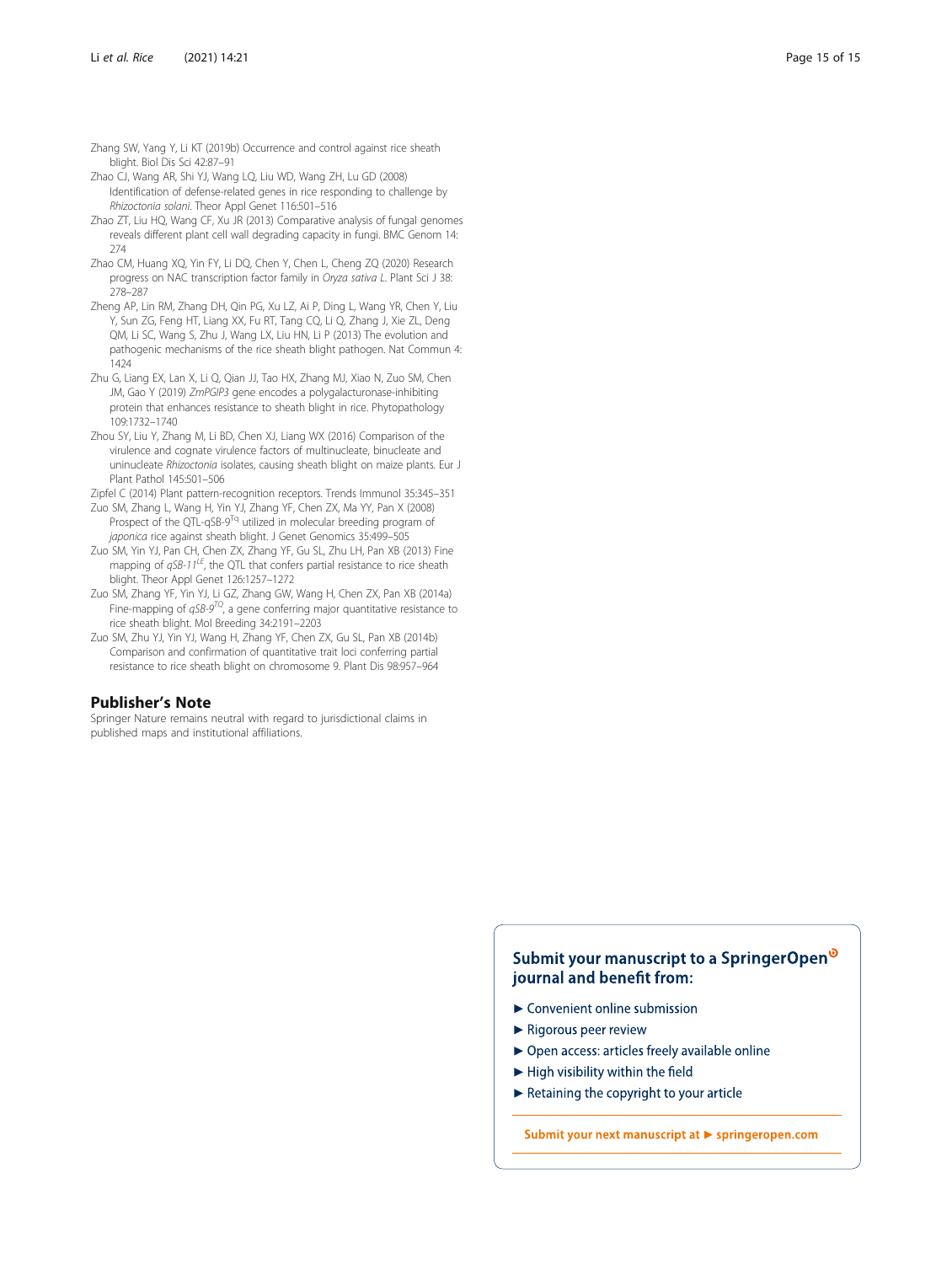Zhang SW, Yang Y, Li KT (2019b) Occurrence and control against rice sheath blight. Biol Dis Sci 42:87–91

Zhao CJ, Wang AR, Shi YJ, Wang LQ, Liu WD, Wang ZH, Lu GD (2008) Identification of defense-related genes in rice responding to challenge by *Rhizoctonia solani*. Theor Appl Genet 116:501–516

Zhao ZT, Liu HQ, Wang CF, Xu JR (2013) Comparative analysis of fungal genomes reveals different plant cell wall degrading capacity in fungi. BMC Genom 14: 274

Zhao CM, Huang XQ, Yin FY, Li DQ, Chen Y, Chen L, Cheng ZQ (2020) Research progress on NAC transcription factor family in *Oryza sativa L*. Plant Sci J 38: 278–287

Zheng AP, Lin RM, Zhang DH, Qin PG, Xu LZ, Ai P, Ding L, Wang YR, Chen Y, Liu Y, Sun ZG, Feng HT, Liang XX, Fu RT, Tang CQ, Li Q, Zhang J, Xie ZL, Deng QM, Li SC, Wang S, Zhu J, Wang LX, Liu HN, Li P (2013) The evolution and pathogenic mechanisms of the rice sheath blight pathogen. Nat Commun 4: 1424

Zhu G, Liang EX, Lan X, Li Q, Qian JJ, Tao HX, Zhang MJ, Xiao N, Zuo SM, Chen JM, Gao Y (2019) *ZmPGIP3* gene encodes a polygalacturonase-inhibiting protein that enhances resistance to sheath blight in rice. Phytopathology 109:1732–1740

Zhou SY, Liu Y, Zhang M, Li BD, Chen XJ, Liang WX (2016) Comparison of the virulence and cognate virulence factors of multinucleate, binucleate and uninucleate *Rhizoctonia* isolates, causing sheath blight on maize plants. Eur J Plant Pathol 145:501–506

Zipfel C (2014) Plant pattern-recognition receptors. Trends Immunol 35:345–351

Zuo SM, Zhang L, Wang H, Yin YJ, Zhang YF, Chen ZX, Ma YY, Pan X (2008) Prospect of the QTL-qSB-$9^{Tq}$ utilized in molecular breeding program of *japonica* rice against sheath blight. J Genet Genomics 35:499–505

Zuo SM, Yin YJ, Pan CH, Chen ZX, Zhang YF, Gu SL, Zhu LH, Pan XB (2013) Fine mapping of *qSB-11*$^{LE}$, the QTL that confers partial resistance to rice sheath blight. Theor Appl Genet 126:1257–1272

Zuo SM, Zhang YF, Yin YJ, Li GZ, Zhang GW, Wang H, Chen ZX, Pan XB (2014a) Fine-mapping of *qSB-9*$^{TQ}$, a gene conferring major quantitative resistance to rice sheath blight. Mol Breeding 34:2191–2203

Zuo SM, Zhu YJ, Yin YJ, Wang H, Zhang YF, Chen ZX, Gu SL, Pan XB (2014b) Comparison and confirmation of quantitative trait loci conferring partial resistance to rice sheath blight on chromosome 9. Plant Dis 98:957–964

## Publisher's Note

Springer Nature remains neutral with regard to jurisdictional claims in published maps and institutional affiliations.

**Submit your manuscript to a SpringerOpen journal and benefit from:**

- ► Convenient online submission
- ► Rigorous peer review
- ► Open access: articles freely available online
- ► High visibility within the field
- ► Retaining the copyright to your article

**Submit your next manuscript at ► springeropen.com**